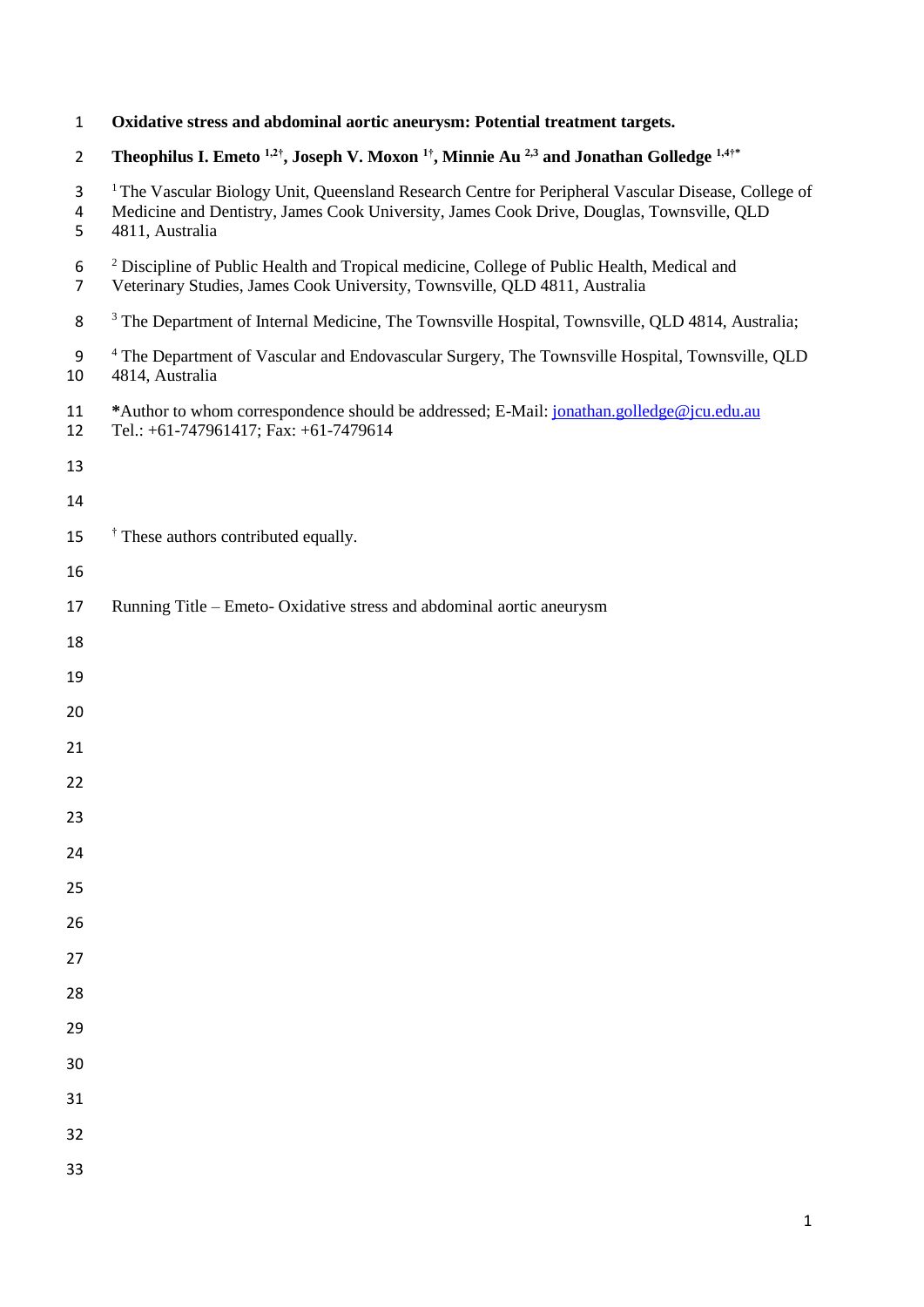# Oxidative stress and abdominal aortic aneurysm: Potential treatment targets.

**Theophilus I. Emeto [1,2†], Joseph V. Moxon [1†], Minnie Au [2,3] and Jonathan Golledge [1,4†*]**

[1] The Vascular Biology Unit, Queensland Research Centre for Peripheral Vascular Disease, College of Medicine and Dentistry, James Cook University, James Cook Drive, Douglas, Townsville, QLD 4811, Australia

[2] Discipline of Public Health and Tropical medicine, College of Public Health, Medical and Veterinary Studies, James Cook University, Townsville, QLD 4811, Australia

[3] The Department of Internal Medicine, The Townsville Hospital, Townsville, QLD 4814, Australia;

[4] The Department of Vascular and Endovascular Surgery, The Townsville Hospital, Townsville, QLD 4814, Australia

**\***Author to whom correspondence should be addressed; E-Mail: jonathan.golledge@jcu.edu.au
Tel.: +61-747961417; Fax: +61-7479614

[†] These authors contributed equally.

Running Title – Emeto- Oxidative stress and abdominal aortic aneurysm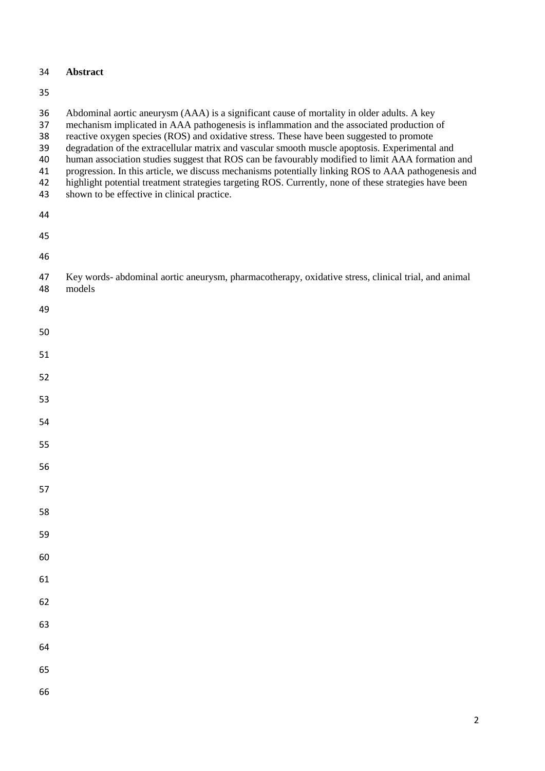## Abstract

Abdominal aortic aneurysm (AAA) is a significant cause of mortality in older adults. A key mechanism implicated in AAA pathogenesis is inflammation and the associated production of reactive oxygen species (ROS) and oxidative stress. These have been suggested to promote degradation of the extracellular matrix and vascular smooth muscle apoptosis. Experimental and human association studies suggest that ROS can be favourably modified to limit AAA formation and progression. In this article, we discuss mechanisms potentially linking ROS to AAA pathogenesis and highlight potential treatment strategies targeting ROS. Currently, none of these strategies have been shown to be effective in clinical practice.

Key words- abdominal aortic aneurysm, pharmacotherapy, oxidative stress, clinical trial, and animal models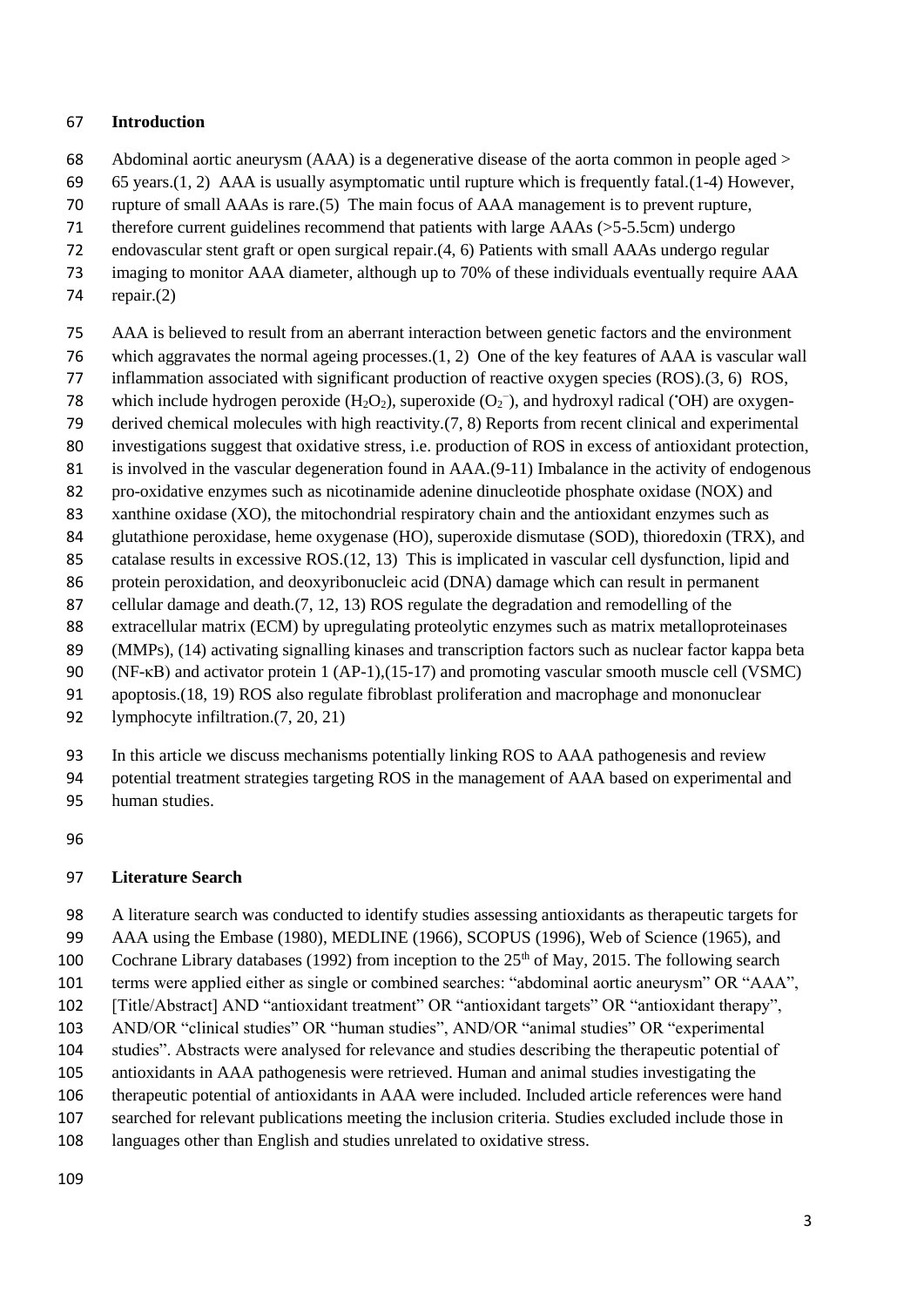## Introduction

Abdominal aortic aneurysm (AAA) is a degenerative disease of the aorta common in people aged > 65 years.(1, 2) AAA is usually asymptomatic until rupture which is frequently fatal.(1-4) However, rupture of small AAAs is rare.(5) The main focus of AAA management is to prevent rupture, therefore current guidelines recommend that patients with large AAAs (>5-5.5cm) undergo endovascular stent graft or open surgical repair.(4, 6) Patients with small AAAs undergo regular imaging to monitor AAA diameter, although up to 70% of these individuals eventually require AAA repair.(2)

AAA is believed to result from an aberrant interaction between genetic factors and the environment which aggravates the normal ageing processes.(1, 2) One of the key features of AAA is vascular wall inflammation associated with significant production of reactive oxygen species (ROS).(3, 6) ROS, which include hydrogen peroxide ($H_2O_2$), superoxide ($O_2^-$), and hydroxyl radical ($^{\bullet}OH$) are oxygen-derived chemical molecules with high reactivity.(7, 8) Reports from recent clinical and experimental investigations suggest that oxidative stress, i.e. production of ROS in excess of antioxidant protection, is involved in the vascular degeneration found in AAA.(9-11) Imbalance in the activity of endogenous pro-oxidative enzymes such as nicotinamide adenine dinucleotide phosphate oxidase (NOX) and xanthine oxidase (XO), the mitochondrial respiratory chain and the antioxidant enzymes such as glutathione peroxidase, heme oxygenase (HO), superoxide dismutase (SOD), thioredoxin (TRX), and catalase results in excessive ROS.(12, 13) This is implicated in vascular cell dysfunction, lipid and protein peroxidation, and deoxyribonucleic acid (DNA) damage which can result in permanent cellular damage and death.(7, 12, 13) ROS regulate the degradation and remodelling of the extracellular matrix (ECM) by upregulating proteolytic enzymes such as matrix metalloproteinases (MMPs), (14) activating signalling kinases and transcription factors such as nuclear factor kappa beta (NF-κB) and activator protein 1 (AP-1),(15-17) and promoting vascular smooth muscle cell (VSMC) apoptosis.(18, 19) ROS also regulate fibroblast proliferation and macrophage and mononuclear lymphocyte infiltration.(7, 20, 21)

In this article we discuss mechanisms potentially linking ROS to AAA pathogenesis and review potential treatment strategies targeting ROS in the management of AAA based on experimental and human studies.

## Literature Search

A literature search was conducted to identify studies assessing antioxidants as therapeutic targets for AAA using the Embase (1980), MEDLINE (1966), SCOPUS (1996), Web of Science (1965), and Cochrane Library databases (1992) from inception to the 25th of May, 2015. The following search terms were applied either as single or combined searches: "abdominal aortic aneurysm" OR "AAA", [Title/Abstract] AND "antioxidant treatment" OR "antioxidant targets" OR "antioxidant therapy", AND/OR "clinical studies" OR "human studies", AND/OR "animal studies" OR "experimental studies". Abstracts were analysed for relevance and studies describing the therapeutic potential of antioxidants in AAA pathogenesis were retrieved. Human and animal studies investigating the therapeutic potential of antioxidants in AAA were included. Included article references were hand searched for relevant publications meeting the inclusion criteria. Studies excluded include those in languages other than English and studies unrelated to oxidative stress.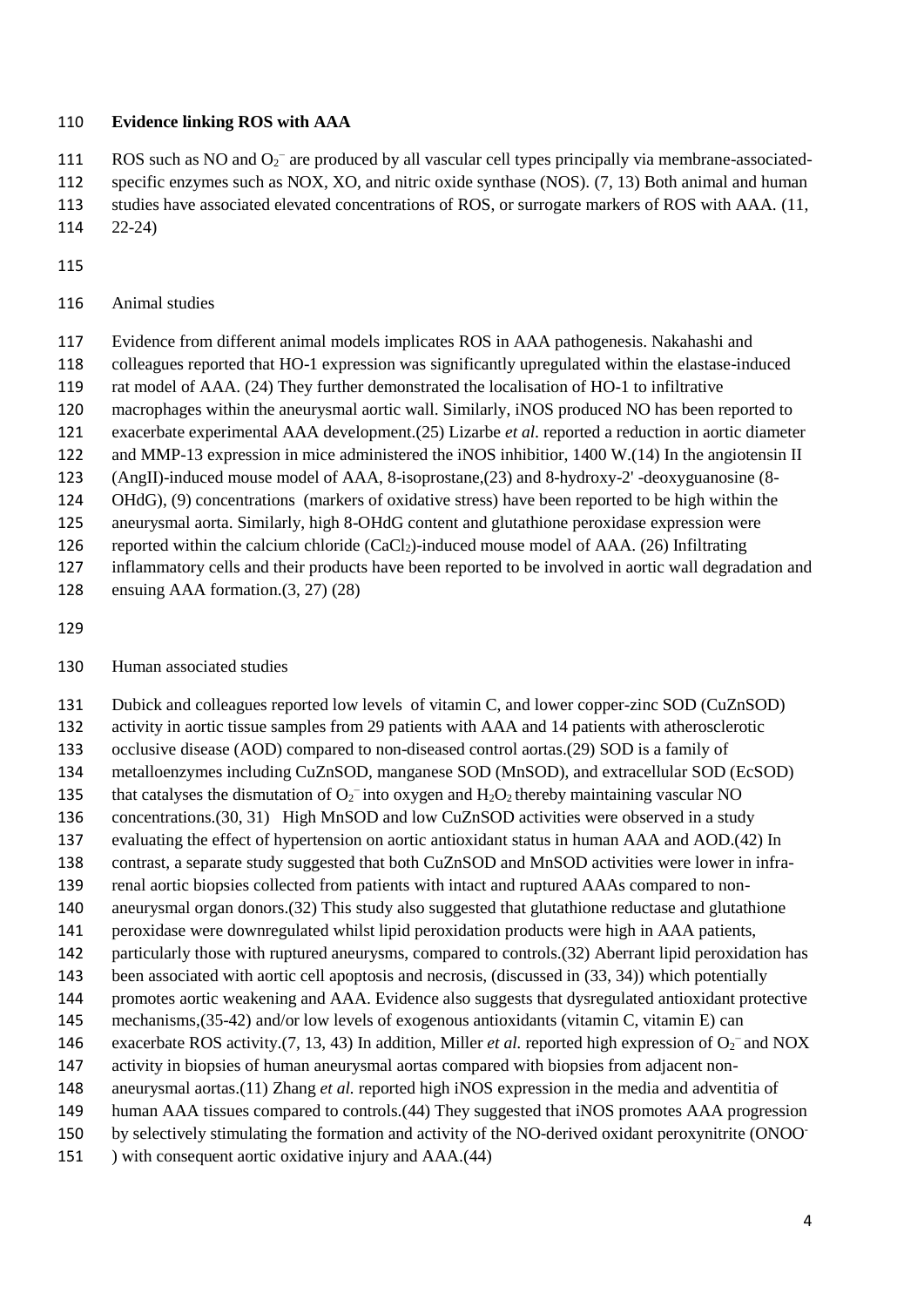**Evidence linking ROS with AAA**

ROS such as NO and $O_2^-$ are produced by all vascular cell types principally via membrane-associated-specific enzymes such as NOX, XO, and nitric oxide synthase (NOS). (7, 13) Both animal and human studies have associated elevated concentrations of ROS, or surrogate markers of ROS with AAA. (11, 22-24)

Animal studies

Evidence from different animal models implicates ROS in AAA pathogenesis. Nakahashi and colleagues reported that HO-1 expression was significantly upregulated within the elastase-induced rat model of AAA. (24) They further demonstrated the localisation of HO-1 to infiltrative macrophages within the aneurysmal aortic wall. Similarly, iNOS produced NO has been reported to exacerbate experimental AAA development.(25) Lizarbe *et al.* reported a reduction in aortic diameter and MMP-13 expression in mice administered the iNOS inhibitior, 1400 W.(14) In the angiotensin II (AngII)-induced mouse model of AAA, 8-isoprostane,(23) and 8-hydroxy-2' -deoxyguanosine (8-OHdG), (9) concentrations (markers of oxidative stress) have been reported to be high within the aneurysmal aorta. Similarly, high 8-OHdG content and glutathione peroxidase expression were reported within the calcium chloride ($CaCl_2$)-induced mouse model of AAA. (26) Infiltrating inflammatory cells and their products have been reported to be involved in aortic wall degradation and ensuing AAA formation.(3, 27) (28)

Human associated studies

Dubick and colleagues reported low levels of vitamin C, and lower copper-zinc SOD (CuZnSOD) activity in aortic tissue samples from 29 patients with AAA and 14 patients with atherosclerotic occlusive disease (AOD) compared to non-diseased control aortas.(29) SOD is a family of metalloenzymes including CuZnSOD, manganese SOD (MnSOD), and extracellular SOD (EcSOD) that catalyses the dismutation of $O_2^-$ into oxygen and $H_2O_2$ thereby maintaining vascular NO concentrations.(30, 31) High MnSOD and low CuZnSOD activities were observed in a study evaluating the effect of hypertension on aortic antioxidant status in human AAA and AOD.(42) In contrast, a separate study suggested that both CuZnSOD and MnSOD activities were lower in infra-renal aortic biopsies collected from patients with intact and ruptured AAAs compared to non-aneurysmal organ donors.(32) This study also suggested that glutathione reductase and glutathione peroxidase were downregulated whilst lipid peroxidation products were high in AAA patients, particularly those with ruptured aneurysms, compared to controls.(32) Aberrant lipid peroxidation has been associated with aortic cell apoptosis and necrosis, (discussed in (33, 34)) which potentially promotes aortic weakening and AAA. Evidence also suggests that dysregulated antioxidant protective mechanisms,(35-42) and/or low levels of exogenous antioxidants (vitamin C, vitamin E) can exacerbate ROS activity.(7, 13, 43) In addition, Miller *et al.* reported high expression of $O_2^-$ and NOX activity in biopsies of human aneurysmal aortas compared with biopsies from adjacent non-aneurysmal aortas.(11) Zhang *et al.* reported high iNOS expression in the media and adventitia of human AAA tissues compared to controls.(44) They suggested that iNOS promotes AAA progression by selectively stimulating the formation and activity of the NO-derived oxidant peroxynitrite ($ONOO^-$) with consequent aortic oxidative injury and AAA.(44)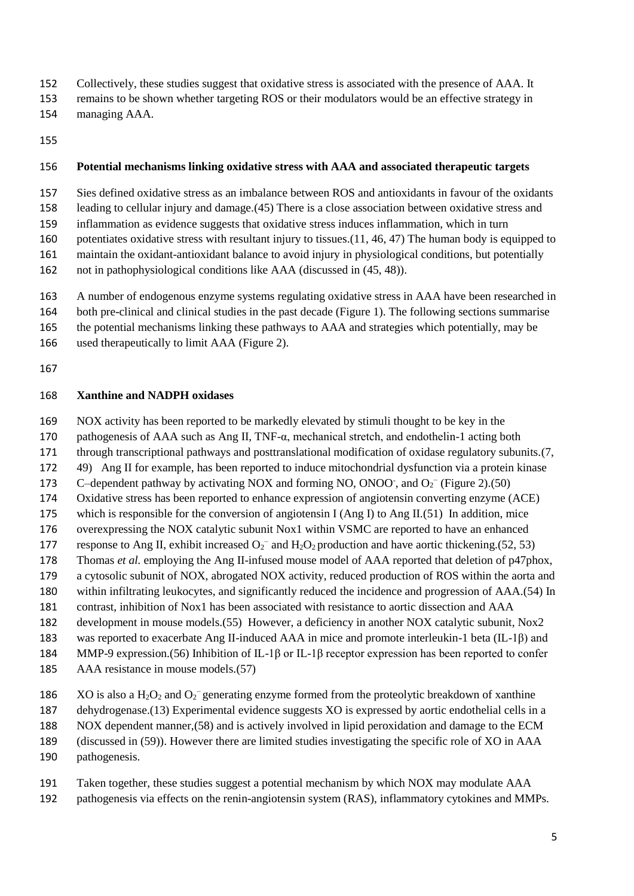Collectively, these studies suggest that oxidative stress is associated with the presence of AAA. It remains to be shown whether targeting ROS or their modulators would be an effective strategy in managing AAA.

## Potential mechanisms linking oxidative stress with AAA and associated therapeutic targets

Sies defined oxidative stress as an imbalance between ROS and antioxidants in favour of the oxidants leading to cellular injury and damage.(45) There is a close association between oxidative stress and inflammation as evidence suggests that oxidative stress induces inflammation, which in turn potentiates oxidative stress with resultant injury to tissues.(11, 46, 47) The human body is equipped to maintain the oxidant-antioxidant balance to avoid injury in physiological conditions, but potentially not in pathophysiological conditions like AAA (discussed in (45, 48)).

A number of endogenous enzyme systems regulating oxidative stress in AAA have been researched in both pre-clinical and clinical studies in the past decade (Figure 1). The following sections summarise the potential mechanisms linking these pathways to AAA and strategies which potentially, may be used therapeutically to limit AAA (Figure 2).

### Xanthine and NADPH oxidases

NOX activity has been reported to be markedly elevated by stimuli thought to be key in the pathogenesis of AAA such as Ang II, TNF-α, mechanical stretch, and endothelin-1 acting both through transcriptional pathways and posttranslational modification of oxidase regulatory subunits.(7, 49) Ang II for example, has been reported to induce mitochondrial dysfunction via a protein kinase C–dependent pathway by activating NOX and forming NO, $ONOO^-$, and $O_2^-$ (Figure 2).(50) Oxidative stress has been reported to enhance expression of angiotensin converting enzyme (ACE) which is responsible for the conversion of angiotensin I (Ang I) to Ang II.(51) In addition, mice overexpressing the NOX catalytic subunit Nox1 within VSMC are reported to have an enhanced response to Ang II, exhibit increased $O_2^-$ and $H_2O_2$ production and have aortic thickening.(52, 53) Thomas *et al.* employing the Ang II-infused mouse model of AAA reported that deletion of p47phox, a cytosolic subunit of NOX, abrogated NOX activity, reduced production of ROS within the aorta and within infiltrating leukocytes, and significantly reduced the incidence and progression of AAA.(54) In contrast, inhibition of Nox1 has been associated with resistance to aortic dissection and AAA development in mouse models.(55) However, a deficiency in another NOX catalytic subunit, Nox2 was reported to exacerbate Ang II-induced AAA in mice and promote interleukin-1 beta (IL-1β) and MMP-9 expression.(56) Inhibition of IL-1β or IL-1β receptor expression has been reported to confer AAA resistance in mouse models.(57)

XO is also a $H_2O_2$ and $O_2^-$ generating enzyme formed from the proteolytic breakdown of xanthine dehydrogenase.(13) Experimental evidence suggests XO is expressed by aortic endothelial cells in a NOX dependent manner,(58) and is actively involved in lipid peroxidation and damage to the ECM (discussed in (59)). However there are limited studies investigating the specific role of XO in AAA pathogenesis.

Taken together, these studies suggest a potential mechanism by which NOX may modulate AAA pathogenesis via effects on the renin-angiotensin system (RAS), inflammatory cytokines and MMPs.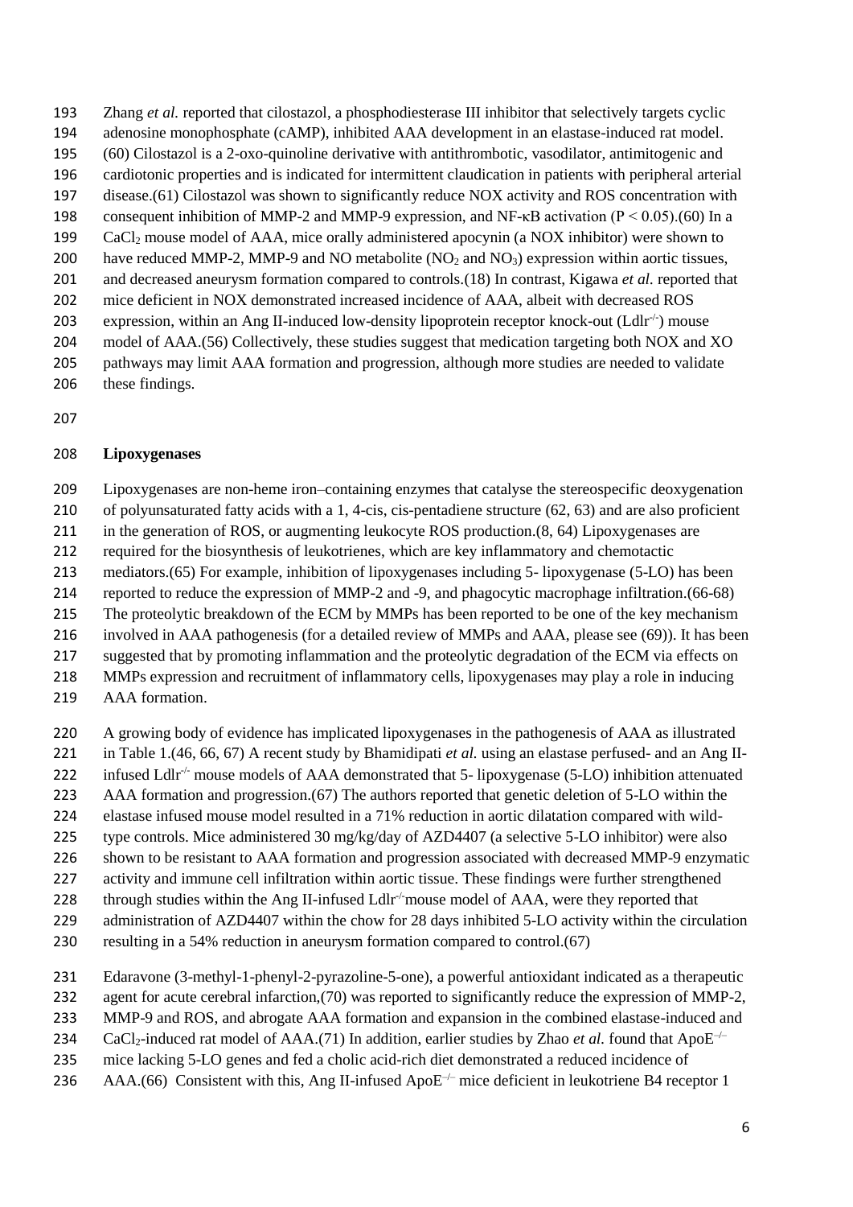Zhang *et al.* reported that cilostazol, a phosphodiesterase III inhibitor that selectively targets cyclic adenosine monophosphate (cAMP), inhibited AAA development in an elastase-induced rat model.(60) Cilostazol is a 2-oxo-quinoline derivative with antithrombotic, vasodilator, antimitogenic and cardiotonic properties and is indicated for intermittent claudication in patients with peripheral arterial disease.(61) Cilostazol was shown to significantly reduce NOX activity and ROS concentration with consequent inhibition of MMP-2 and MMP-9 expression, and NF-κB activation ($P < 0.05$).(60) In a $CaCl_2$ mouse model of AAA, mice orally administered apocynin (a NOX inhibitor) were shown to have reduced MMP-2, MMP-9 and NO metabolite ($NO_2$ and $NO_3$) expression within aortic tissues, and decreased aneurysm formation compared to controls.(18) In contrast, Kigawa *et al.* reported that mice deficient in NOX demonstrated increased incidence of AAA, albeit with decreased ROS expression, within an Ang II-induced low-density lipoprotein receptor knock-out ($Ldlr^{-/-}$) mouse model of AAA.(56) Collectively, these studies suggest that medication targeting both NOX and XO pathways may limit AAA formation and progression, although more studies are needed to validate these findings.

## Lipoxygenases

Lipoxygenases are non-heme iron–containing enzymes that catalyse the stereospecific deoxygenation of polyunsaturated fatty acids with a 1, 4-cis, cis-pentadiene structure (62, 63) and are also proficient in the generation of ROS, or augmenting leukocyte ROS production.(8, 64) Lipoxygenases are required for the biosynthesis of leukotrienes, which are key inflammatory and chemotactic mediators.(65) For example, inhibition of lipoxygenases including 5- lipoxygenase (5-LO) has been reported to reduce the expression of MMP-2 and -9, and phagocytic macrophage infiltration.(66-68) The proteolytic breakdown of the ECM by MMPs has been reported to be one of the key mechanism involved in AAA pathogenesis (for a detailed review of MMPs and AAA, please see (69)). It has been suggested that by promoting inflammation and the proteolytic degradation of the ECM via effects on MMPs expression and recruitment of inflammatory cells, lipoxygenases may play a role in inducing AAA formation.

A growing body of evidence has implicated lipoxygenases in the pathogenesis of AAA as illustrated in Table 1.(46, 66, 67) A recent study by Bhamidipati *et al.* using an elastase perfused- and an Ang II-infused $Ldlr^{-/-}$ mouse models of AAA demonstrated that 5- lipoxygenase (5-LO) inhibition attenuated AAA formation and progression.(67) The authors reported that genetic deletion of 5-LO within the elastase infused mouse model resulted in a 71% reduction in aortic dilatation compared with wild-type controls. Mice administered 30 mg/kg/day of AZD4407 (a selective 5-LO inhibitor) were also shown to be resistant to AAA formation and progression associated with decreased MMP-9 enzymatic activity and immune cell infiltration within aortic tissue. These findings were further strengthened through studies within the Ang II-infused $Ldlr^{-/-}$mouse model of AAA, were they reported that administration of AZD4407 within the chow for 28 days inhibited 5-LO activity within the circulation resulting in a 54% reduction in aneurysm formation compared to control.(67)

Edaravone (3-methyl-1-phenyl-2-pyrazoline-5-one), a powerful antioxidant indicated as a therapeutic agent for acute cerebral infarction,(70) was reported to significantly reduce the expression of MMP-2, MMP-9 and ROS, and abrogate AAA formation and expansion in the combined elastase-induced and $CaCl_2$-induced rat model of AAA.(71) In addition, earlier studies by Zhao *et al.* found that $ApoE^{-/-}$ mice lacking 5-LO genes and fed a cholic acid-rich diet demonstrated a reduced incidence of AAA.(66) Consistent with this, Ang II-infused $ApoE^{-/-}$ mice deficient in leukotriene B4 receptor 1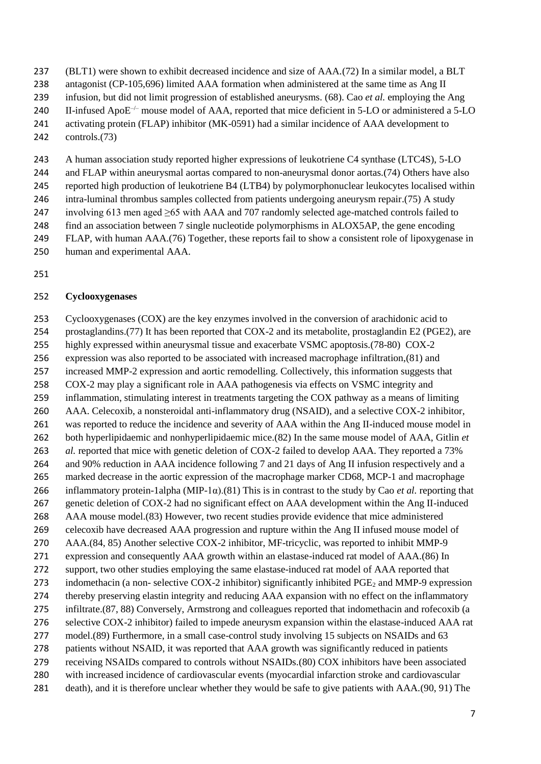(BLT1) were shown to exhibit decreased incidence and size of AAA.(72) In a similar model, a BLT antagonist (CP-105,696) limited AAA formation when administered at the same time as Ang II infusion, but did not limit progression of established aneurysms. (68). Cao *et al.* employing the Ang II-infused ApoE$^{-/-}$ mouse model of AAA, reported that mice deficient in 5-LO or administered a 5-LO activating protein (FLAP) inhibitor (MK-0591) had a similar incidence of AAA development to controls.(73)

A human association study reported higher expressions of leukotriene C4 synthase (LTC4S), 5-LO and FLAP within aneurysmal aortas compared to non-aneurysmal donor aortas.(74) Others have also reported high production of leukotriene B4 (LTB4) by polymorphonuclear leukocytes localised within intra-luminal thrombus samples collected from patients undergoing aneurysm repair.(75) A study involving 613 men aged ≥65 with AAA and 707 randomly selected age-matched controls failed to find an association between 7 single nucleotide polymorphisms in ALOX5AP, the gene encoding FLAP, with human AAA.(76) Together, these reports fail to show a consistent role of lipoxygenase in human and experimental AAA.

**Cyclooxygenases**

Cyclooxygenases (COX) are the key enzymes involved in the conversion of arachidonic acid to prostaglandins.(77) It has been reported that COX-2 and its metabolite, prostaglandin E2 (PGE2), are highly expressed within aneurysmal tissue and exacerbate VSMC apoptosis.(78-80) COX-2 expression was also reported to be associated with increased macrophage infiltration,(81) and increased MMP-2 expression and aortic remodelling. Collectively, this information suggests that COX-2 may play a significant role in AAA pathogenesis via effects on VSMC integrity and inflammation, stimulating interest in treatments targeting the COX pathway as a means of limiting AAA. Celecoxib, a nonsteroidal anti-inflammatory drug (NSAID), and a selective COX-2 inhibitor, was reported to reduce the incidence and severity of AAA within the Ang II-induced mouse model in both hyperlipidaemic and nonhyperlipidaemic mice.(82) In the same mouse model of AAA, Gitlin *et al.* reported that mice with genetic deletion of COX-2 failed to develop AAA. They reported a 73% and 90% reduction in AAA incidence following 7 and 21 days of Ang II infusion respectively and a marked decrease in the aortic expression of the macrophage marker CD68, MCP-1 and macrophage inflammatory protein-1alpha (MIP-1α).(81) This is in contrast to the study by Cao *et al.* reporting that genetic deletion of COX-2 had no significant effect on AAA development within the Ang II-induced AAA mouse model.(83) However, two recent studies provide evidence that mice administered celecoxib have decreased AAA progression and rupture within the Ang II infused mouse model of AAA.(84, 85) Another selective COX-2 inhibitor, MF-tricyclic, was reported to inhibit MMP-9 expression and consequently AAA growth within an elastase-induced rat model of AAA.(86) In support, two other studies employing the same elastase-induced rat model of AAA reported that indomethacin (a non- selective COX-2 inhibitor) significantly inhibited $PGE_2$ and MMP-9 expression thereby preserving elastin integrity and reducing AAA expansion with no effect on the inflammatory infiltrate.(87, 88) Conversely, Armstrong and colleagues reported that indomethacin and rofecoxib (a selective COX-2 inhibitor) failed to impede aneurysm expansion within the elastase-induced AAA rat model.(89) Furthermore, in a small case-control study involving 15 subjects on NSAIDs and 63 patients without NSAID, it was reported that AAA growth was significantly reduced in patients receiving NSAIDs compared to controls without NSAIDs.(80) COX inhibitors have been associated with increased incidence of cardiovascular events (myocardial infarction stroke and cardiovascular death), and it is therefore unclear whether they would be safe to give patients with AAA.(90, 91) The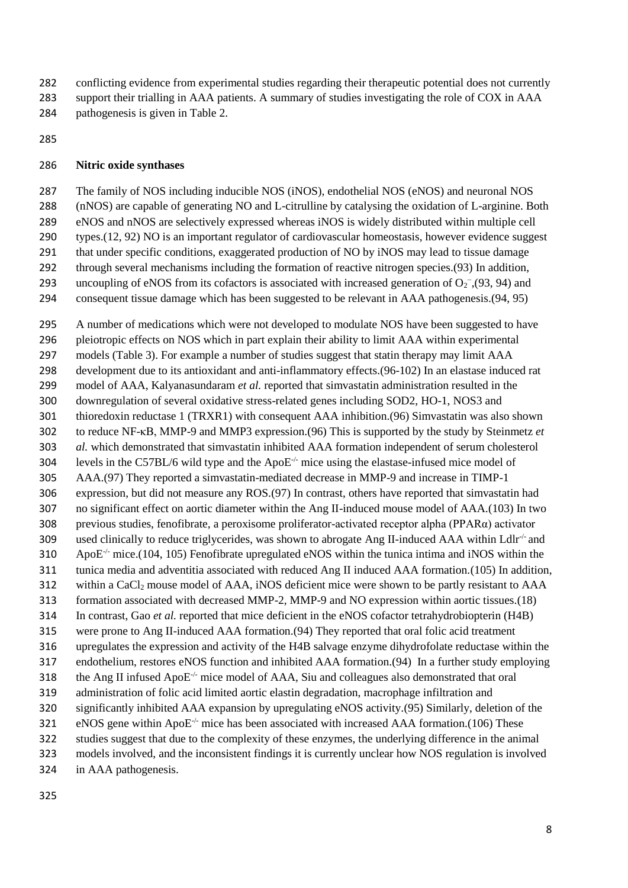conflicting evidence from experimental studies regarding their therapeutic potential does not currently support their trialling in AAA patients. A summary of studies investigating the role of COX in AAA pathogenesis is given in Table 2.

**Nitric oxide synthases**

The family of NOS including inducible NOS (iNOS), endothelial NOS (eNOS) and neuronal NOS (nNOS) are capable of generating NO and L-citrulline by catalysing the oxidation of L-arginine. Both eNOS and nNOS are selectively expressed whereas iNOS is widely distributed within multiple cell types.(12, 92) NO is an important regulator of cardiovascular homeostasis, however evidence suggest that under specific conditions, exaggerated production of NO by iNOS may lead to tissue damage through several mechanisms including the formation of reactive nitrogen species.(93) In addition, uncoupling of eNOS from its cofactors is associated with increased generation of $O_2^-$,(93, 94) and consequent tissue damage which has been suggested to be relevant in AAA pathogenesis.(94, 95)

A number of medications which were not developed to modulate NOS have been suggested to have pleiotropic effects on NOS which in part explain their ability to limit AAA within experimental models (Table 3). For example a number of studies suggest that statin therapy may limit AAA development due to its antioxidant and anti-inflammatory effects.(96-102) In an elastase induced rat model of AAA, Kalyanasundaram *et al.* reported that simvastatin administration resulted in the downregulation of several oxidative stress-related genes including SOD2, HO-1, NOS3 and thioredoxin reductase 1 (TRXR1) with consequent AAA inhibition.(96) Simvastatin was also shown to reduce NF-κB, MMP-9 and MMP3 expression.(96) This is supported by the study by Steinmetz *et al.* which demonstrated that simvastatin inhibited AAA formation independent of serum cholesterol levels in the C57BL/6 wild type and the ApoE$^{-/-}$ mice using the elastase-infused mice model of AAA.(97) They reported a simvastatin-mediated decrease in MMP-9 and increase in TIMP-1 expression, but did not measure any ROS.(97) In contrast, others have reported that simvastatin had no significant effect on aortic diameter within the Ang II-induced mouse model of AAA.(103) In two previous studies, fenofibrate, a peroxisome proliferator-activated receptor alpha (PPARα) activator used clinically to reduce triglycerides, was shown to abrogate Ang II-induced AAA within Ldlr$^{-/-}$ and ApoE$^{-/-}$ mice.(104, 105) Fenofibrate upregulated eNOS within the tunica intima and iNOS within the tunica media and adventitia associated with reduced Ang II induced AAA formation.(105) In addition, within a $CaCl_2$ mouse model of AAA, iNOS deficient mice were shown to be partly resistant to AAA formation associated with decreased MMP-2, MMP-9 and NO expression within aortic tissues.(18) In contrast, Gao *et al.* reported that mice deficient in the eNOS cofactor tetrahydrobiopterin (H4B) were prone to Ang II-induced AAA formation.(94) They reported that oral folic acid treatment upregulates the expression and activity of the H4B salvage enzyme dihydrofolate reductase within the endothelium, restores eNOS function and inhibited AAA formation.(94) In a further study employing the Ang II infused ApoE$^{-/-}$ mice model of AAA, Siu and colleagues also demonstrated that oral administration of folic acid limited aortic elastin degradation, macrophage infiltration and significantly inhibited AAA expansion by upregulating eNOS activity.(95) Similarly, deletion of the eNOS gene within ApoE$^{-/-}$ mice has been associated with increased AAA formation.(106) These studies suggest that due to the complexity of these enzymes, the underlying difference in the animal models involved, and the inconsistent findings it is currently unclear how NOS regulation is involved in AAA pathogenesis.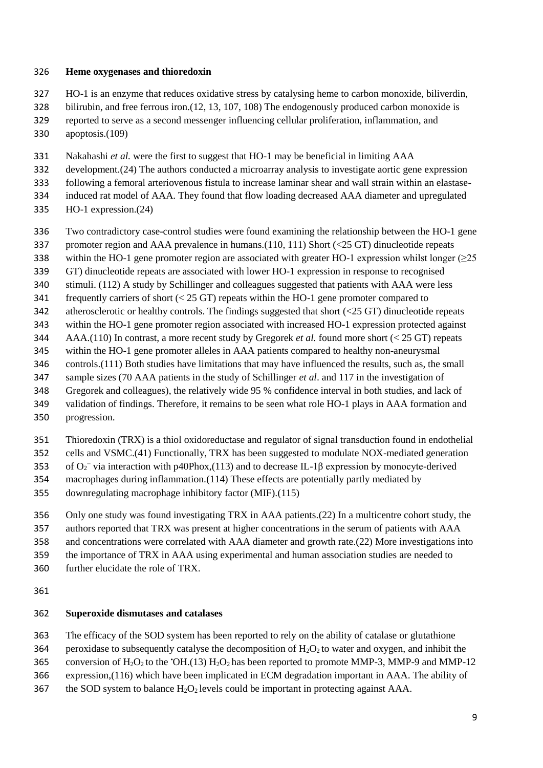### Heme oxygenases and thioredoxin

HO-1 is an enzyme that reduces oxidative stress by catalysing heme to carbon monoxide, biliverdin, bilirubin, and free ferrous iron.(12, 13, 107, 108) The endogenously produced carbon monoxide is reported to serve as a second messenger influencing cellular proliferation, inflammation, and apoptosis.(109)

Nakahashi *et al.* were the first to suggest that HO-1 may be beneficial in limiting AAA development.(24) The authors conducted a microarray analysis to investigate aortic gene expression following a femoral arteriovenous fistula to increase laminar shear and wall strain within an elastase-induced rat model of AAA. They found that flow loading decreased AAA diameter and upregulated HO-1 expression.(24)

Two contradictory case-control studies were found examining the relationship between the HO-1 gene promoter region and AAA prevalence in humans.(110, 111) Short (<25 GT) dinucleotide repeats within the HO-1 gene promoter region are associated with greater HO-1 expression whilst longer (≥25 GT) dinucleotide repeats are associated with lower HO-1 expression in response to recognised stimuli. (112) A study by Schillinger and colleagues suggested that patients with AAA were less frequently carriers of short (< 25 GT) repeats within the HO-1 gene promoter compared to atherosclerotic or healthy controls. The findings suggested that short (<25 GT) dinucleotide repeats within the HO-1 gene promoter region associated with increased HO-1 expression protected against AAA.(110) In contrast, a more recent study by Gregorek *et al.* found more short (< 25 GT) repeats within the HO-1 gene promoter alleles in AAA patients compared to healthy non-aneurysmal controls.(111) Both studies have limitations that may have influenced the results, such as, the small sample sizes (70 AAA patients in the study of Schillinger *et al*. and 117 in the investigation of Gregorek and colleagues), the relatively wide 95 % confidence interval in both studies, and lack of validation of findings. Therefore, it remains to be seen what role HO-1 plays in AAA formation and progression.

Thioredoxin (TRX) is a thiol oxidoreductase and regulator of signal transduction found in endothelial cells and VSMC.(41) Functionally, TRX has been suggested to modulate NOX-mediated generation of $O_2^-$ via interaction with p40Phox,(113) and to decrease IL-1β expression by monocyte-derived macrophages during inflammation.(114) These effects are potentially partly mediated by downregulating macrophage inhibitory factor (MIF).(115)

Only one study was found investigating TRX in AAA patients.(22) In a multicentre cohort study, the authors reported that TRX was present at higher concentrations in the serum of patients with AAA and concentrations were correlated with AAA diameter and growth rate.(22) More investigations into the importance of TRX in AAA using experimental and human association studies are needed to further elucidate the role of TRX.

### Superoxide dismutases and catalases

The efficacy of the SOD system has been reported to rely on the ability of catalase or glutathione peroxidase to subsequently catalyse the decomposition of $H_2O_2$ to water and oxygen, and inhibit the conversion of $H_2O_2$ to the $^{\bullet}OH$.(13) $H_2O_2$ has been reported to promote MMP-3, MMP-9 and MMP-12 expression,(116) which have been implicated in ECM degradation important in AAA. The ability of the SOD system to balance $H_2O_2$ levels could be important in protecting against AAA.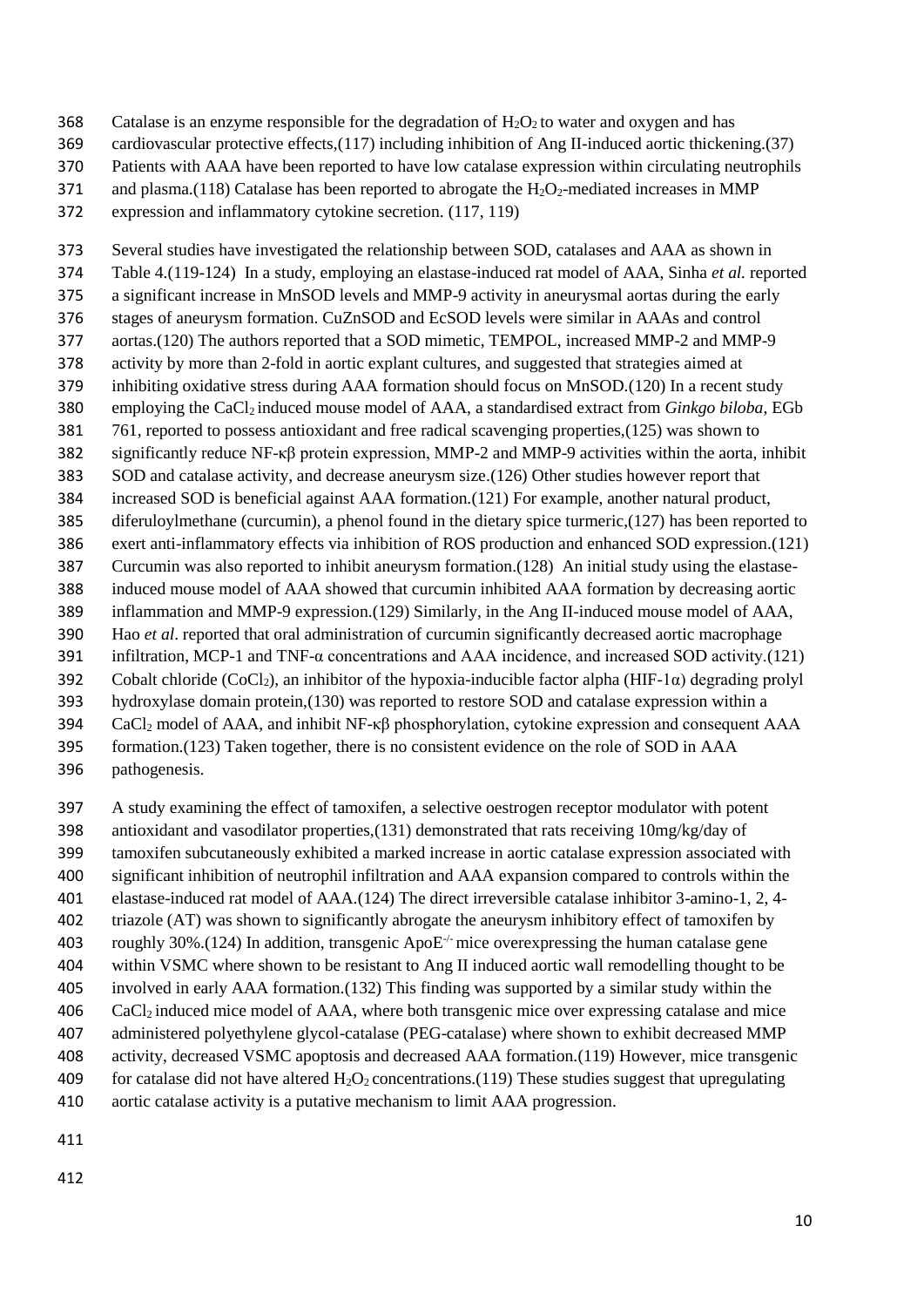Catalase is an enzyme responsible for the degradation of $H_2O_2$ to water and oxygen and has cardiovascular protective effects,(117) including inhibition of Ang II-induced aortic thickening.(37) Patients with AAA have been reported to have low catalase expression within circulating neutrophils and plasma.(118) Catalase has been reported to abrogate the $H_2O_2$-mediated increases in MMP expression and inflammatory cytokine secretion. (117, 119)

Several studies have investigated the relationship between SOD, catalases and AAA as shown in Table 4.(119-124) In a study, employing an elastase-induced rat model of AAA, Sinha *et al.* reported a significant increase in MnSOD levels and MMP-9 activity in aneurysmal aortas during the early stages of aneurysm formation. CuZnSOD and EcSOD levels were similar in AAAs and control aortas.(120) The authors reported that a SOD mimetic, TEMPOL, increased MMP-2 and MMP-9 activity by more than 2-fold in aortic explant cultures, and suggested that strategies aimed at inhibiting oxidative stress during AAA formation should focus on MnSOD.(120) In a recent study employing the $CaCl_2$ induced mouse model of AAA, a standardised extract from *Ginkgo biloba*, EGb 761, reported to possess antioxidant and free radical scavenging properties,(125) was shown to significantly reduce NF-κβ protein expression, MMP-2 and MMP-9 activities within the aorta, inhibit SOD and catalase activity, and decrease aneurysm size.(126) Other studies however report that increased SOD is beneficial against AAA formation.(121) For example, another natural product, diferuloylmethane (curcumin), a phenol found in the dietary spice turmeric,(127) has been reported to exert anti-inflammatory effects via inhibition of ROS production and enhanced SOD expression.(121) Curcumin was also reported to inhibit aneurysm formation.(128) An initial study using the elastase-induced mouse model of AAA showed that curcumin inhibited AAA formation by decreasing aortic inflammation and MMP-9 expression.(129) Similarly, in the Ang II-induced mouse model of AAA, Hao *et al*. reported that oral administration of curcumin significantly decreased aortic macrophage infiltration, MCP-1 and TNF-α concentrations and AAA incidence, and increased SOD activity.(121) Cobalt chloride ($CoCl_2$), an inhibitor of the hypoxia-inducible factor alpha (HIF-1α) degrading prolyl hydroxylase domain protein,(130) was reported to restore SOD and catalase expression within a $CaCl_2$ model of AAA, and inhibit NF-κβ phosphorylation, cytokine expression and consequent AAA formation.(123) Taken together, there is no consistent evidence on the role of SOD in AAA pathogenesis.

A study examining the effect of tamoxifen, a selective oestrogen receptor modulator with potent antioxidant and vasodilator properties,(131) demonstrated that rats receiving 10mg/kg/day of tamoxifen subcutaneously exhibited a marked increase in aortic catalase expression associated with significant inhibition of neutrophil infiltration and AAA expansion compared to controls within the elastase-induced rat model of AAA.(124) The direct irreversible catalase inhibitor 3-amino-1, 2, 4-triazole (AT) was shown to significantly abrogate the aneurysm inhibitory effect of tamoxifen by roughly 30%.(124) In addition, transgenic $ApoE^{-/-}$ mice overexpressing the human catalase gene within VSMC where shown to be resistant to Ang II induced aortic wall remodelling thought to be involved in early AAA formation.(132) This finding was supported by a similar study within the $CaCl_2$ induced mice model of AAA, where both transgenic mice over expressing catalase and mice administered polyethylene glycol-catalase (PEG-catalase) where shown to exhibit decreased MMP activity, decreased VSMC apoptosis and decreased AAA formation.(119) However, mice transgenic for catalase did not have altered $H_2O_2$ concentrations.(119) These studies suggest that upregulating aortic catalase activity is a putative mechanism to limit AAA progression.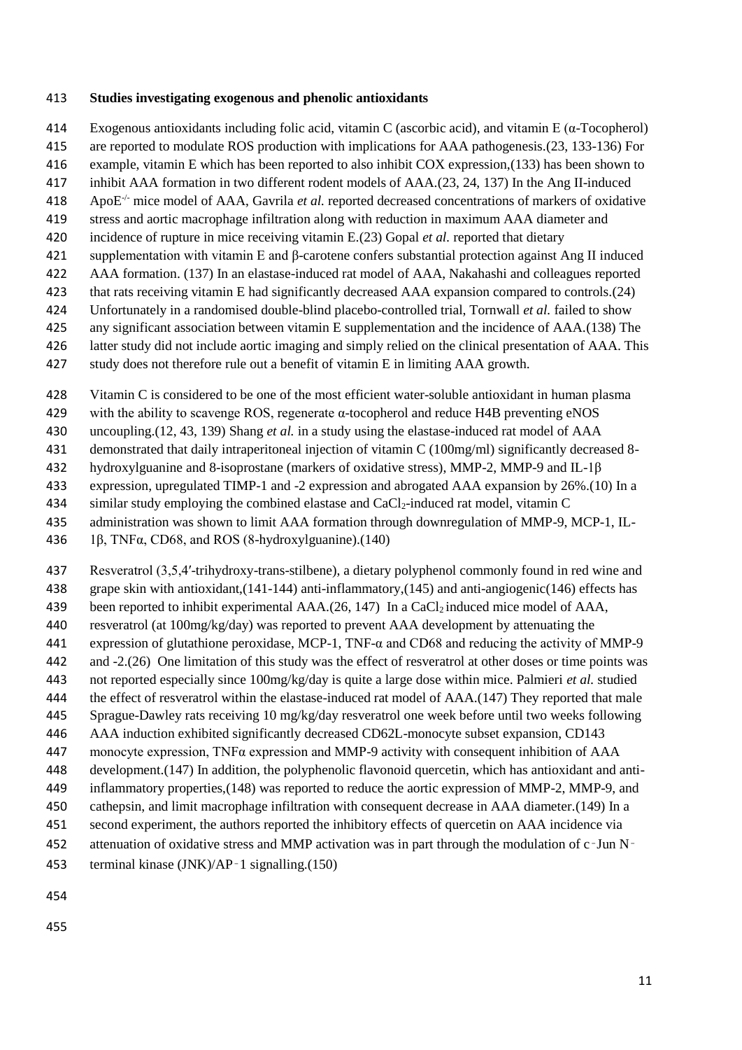**Studies investigating exogenous and phenolic antioxidants**

Exogenous antioxidants including folic acid, vitamin C (ascorbic acid), and vitamin E (α-Tocopherol) are reported to modulate ROS production with implications for AAA pathogenesis.(23, 133-136) For example, vitamin E which has been reported to also inhibit COX expression,(133) has been shown to inhibit AAA formation in two different rodent models of AAA.(23, 24, 137) In the Ang II-induced ApoE$^{-/-}$ mice model of AAA, Gavrila *et al.* reported decreased concentrations of markers of oxidative stress and aortic macrophage infiltration along with reduction in maximum AAA diameter and incidence of rupture in mice receiving vitamin E.(23) Gopal *et al.* reported that dietary supplementation with vitamin E and β-carotene confers substantial protection against Ang II induced AAA formation. (137) In an elastase-induced rat model of AAA, Nakahashi and colleagues reported that rats receiving vitamin E had significantly decreased AAA expansion compared to controls.(24) Unfortunately in a randomised double-blind placebo-controlled trial, Tornwall *et al.* failed to show any significant association between vitamin E supplementation and the incidence of AAA.(138) The latter study did not include aortic imaging and simply relied on the clinical presentation of AAA. This study does not therefore rule out a benefit of vitamin E in limiting AAA growth.

Vitamin C is considered to be one of the most efficient water-soluble antioxidant in human plasma with the ability to scavenge ROS, regenerate α-tocopherol and reduce H4B preventing eNOS uncoupling.(12, 43, 139) Shang *et al.* in a study using the elastase-induced rat model of AAA demonstrated that daily intraperitoneal injection of vitamin C (100mg/ml) significantly decreased 8-hydroxylguanine and 8-isoprostane (markers of oxidative stress), MMP-2, MMP-9 and IL-1β expression, upregulated TIMP-1 and -2 expression and abrogated AAA expansion by 26%.(10) In a similar study employing the combined elastase and $CaCl_2$-induced rat model, vitamin C administration was shown to limit AAA formation through downregulation of MMP-9, MCP-1, IL-1β, TNFα, CD68, and ROS (8-hydroxylguanine).(140)

Resveratrol (3,5,4′-trihydroxy-trans-stilbene), a dietary polyphenol commonly found in red wine and grape skin with antioxidant,(141-144) anti-inflammatory,(145) and anti-angiogenic(146) effects has been reported to inhibit experimental AAA.(26, 147) In a $CaCl_2$ induced mice model of AAA, resveratrol (at 100mg/kg/day) was reported to prevent AAA development by attenuating the expression of glutathione peroxidase, MCP-1, TNF-α and CD68 and reducing the activity of MMP-9 and -2.(26) One limitation of this study was the effect of resveratrol at other doses or time points was not reported especially since 100mg/kg/day is quite a large dose within mice. Palmieri *et al.* studied the effect of resveratrol within the elastase-induced rat model of AAA.(147) They reported that male Sprague-Dawley rats receiving 10 mg/kg/day resveratrol one week before until two weeks following AAA induction exhibited significantly decreased CD62L-monocyte subset expansion, CD143 monocyte expression, TNFα expression and MMP-9 activity with consequent inhibition of AAA development.(147) In addition, the polyphenolic flavonoid quercetin, which has antioxidant and anti-inflammatory properties,(148) was reported to reduce the aortic expression of MMP-2, MMP-9, and cathepsin, and limit macrophage infiltration with consequent decrease in AAA diameter.(149) In a second experiment, the authors reported the inhibitory effects of quercetin on AAA incidence via attenuation of oxidative stress and MMP activation was in part through the modulation of c‑Jun N‑terminal kinase (JNK)/AP‑1 signalling.(150)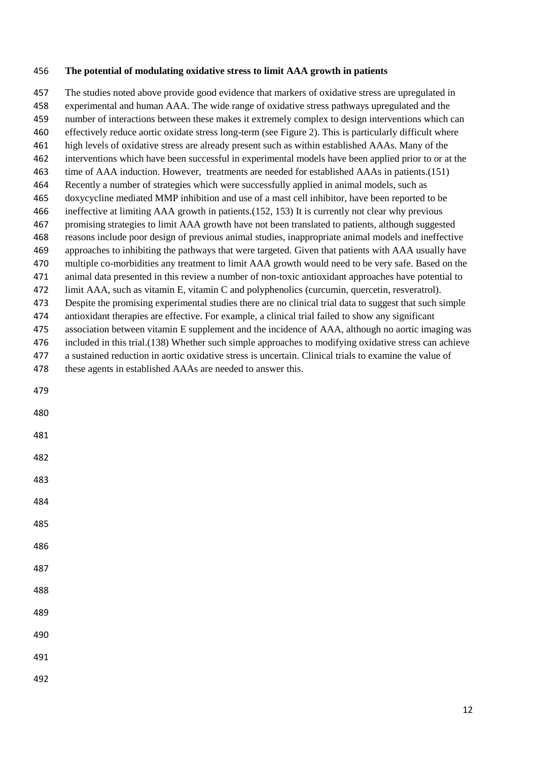**The potential of modulating oxidative stress to limit AAA growth in patients**

The studies noted above provide good evidence that markers of oxidative stress are upregulated in experimental and human AAA. The wide range of oxidative stress pathways upregulated and the number of interactions between these makes it extremely complex to design interventions which can effectively reduce aortic oxidate stress long-term (see Figure 2). This is particularly difficult where high levels of oxidative stress are already present such as within established AAAs. Many of the interventions which have been successful in experimental models have been applied prior to or at the time of AAA induction. However, treatments are needed for established AAAs in patients.(151) Recently a number of strategies which were successfully applied in animal models, such as doxycycline mediated MMP inhibition and use of a mast cell inhibitor, have been reported to be ineffective at limiting AAA growth in patients.(152, 153) It is currently not clear why previous promising strategies to limit AAA growth have not been translated to patients, although suggested reasons include poor design of previous animal studies, inappropriate animal models and ineffective approaches to inhibiting the pathways that were targeted. Given that patients with AAA usually have multiple co-morbidities any treatment to limit AAA growth would need to be very safe. Based on the animal data presented in this review a number of non-toxic antioxidant approaches have potential to limit AAA, such as vitamin E, vitamin C and polyphenolics (curcumin, quercetin, resveratrol). Despite the promising experimental studies there are no clinical trial data to suggest that such simple antioxidant therapies are effective. For example, a clinical trial failed to show any significant association between vitamin E supplement and the incidence of AAA, although no aortic imaging was included in this trial.(138) Whether such simple approaches to modifying oxidative stress can achieve a sustained reduction in aortic oxidative stress is uncertain. Clinical trials to examine the value of these agents in established AAAs are needed to answer this.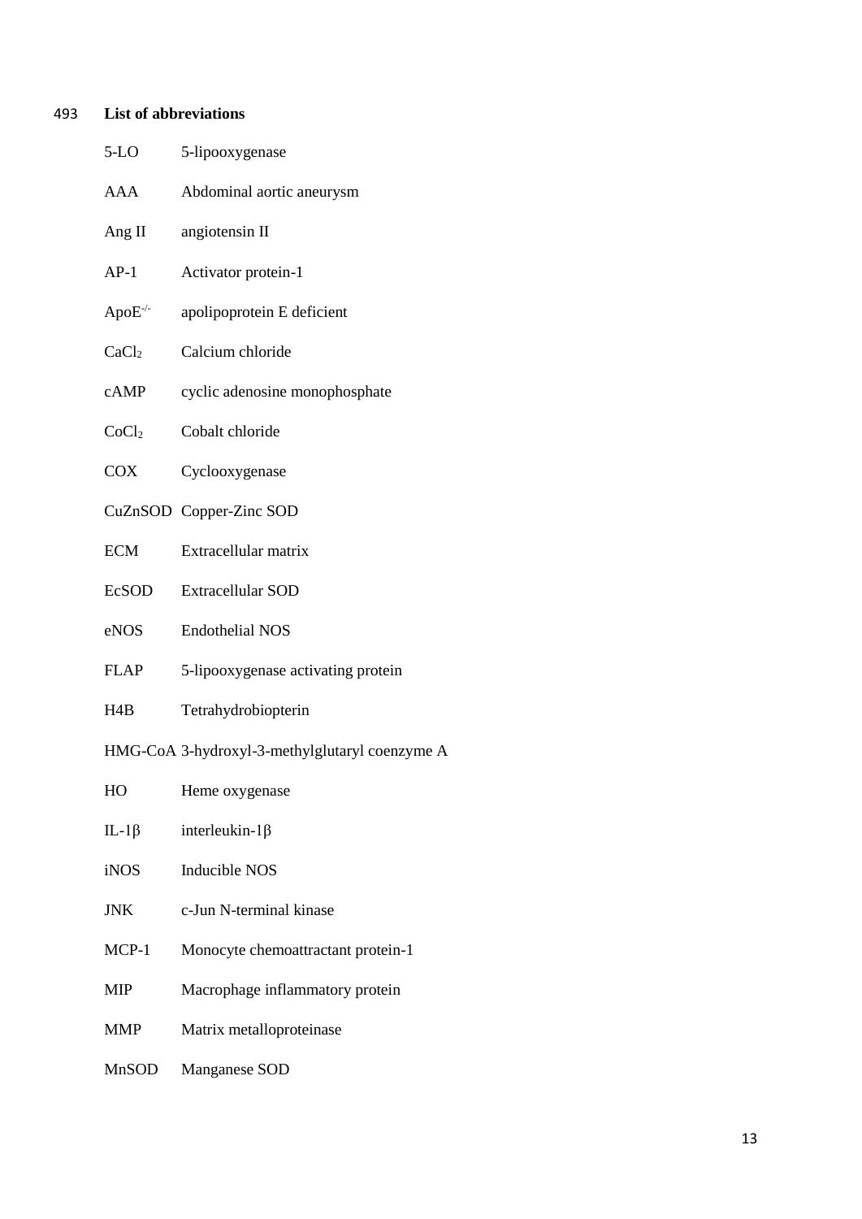**List of abbreviations**

| | |
|---|---|
| 5-LO | 5-lipooxygenase |
| AAA | Abdominal aortic aneurysm |
| Ang II | angiotensin II |
| AP-1 | Activator protein-1 |
| $ApoE^{-/-}$ | apolipoprotein E deficient |
| $CaCl_2$ | Calcium chloride |
| cAMP | cyclic adenosine monophosphate |
| $CoCl_2$ | Cobalt chloride |
| COX | Cyclooxygenase |
| CuZnSOD | Copper-Zinc SOD |
| ECM | Extracellular matrix |
| EcSOD | Extracellular SOD |
| eNOS | Endothelial NOS |
| FLAP | 5-lipooxygenase activating protein |
| H4B | Tetrahydrobiopterin |
| HMG-CoA | 3-hydroxyl-3-methylglutaryl coenzyme A |
| HO | Heme oxygenase |
| IL-1β | interleukin-1β |
| iNOS | Inducible NOS |
| JNK | c-Jun N-terminal kinase |
| MCP-1 | Monocyte chemoattractant protein-1 |
| MIP | Macrophage inflammatory protein |
| MMP | Matrix metalloproteinase |
| MnSOD | Manganese SOD |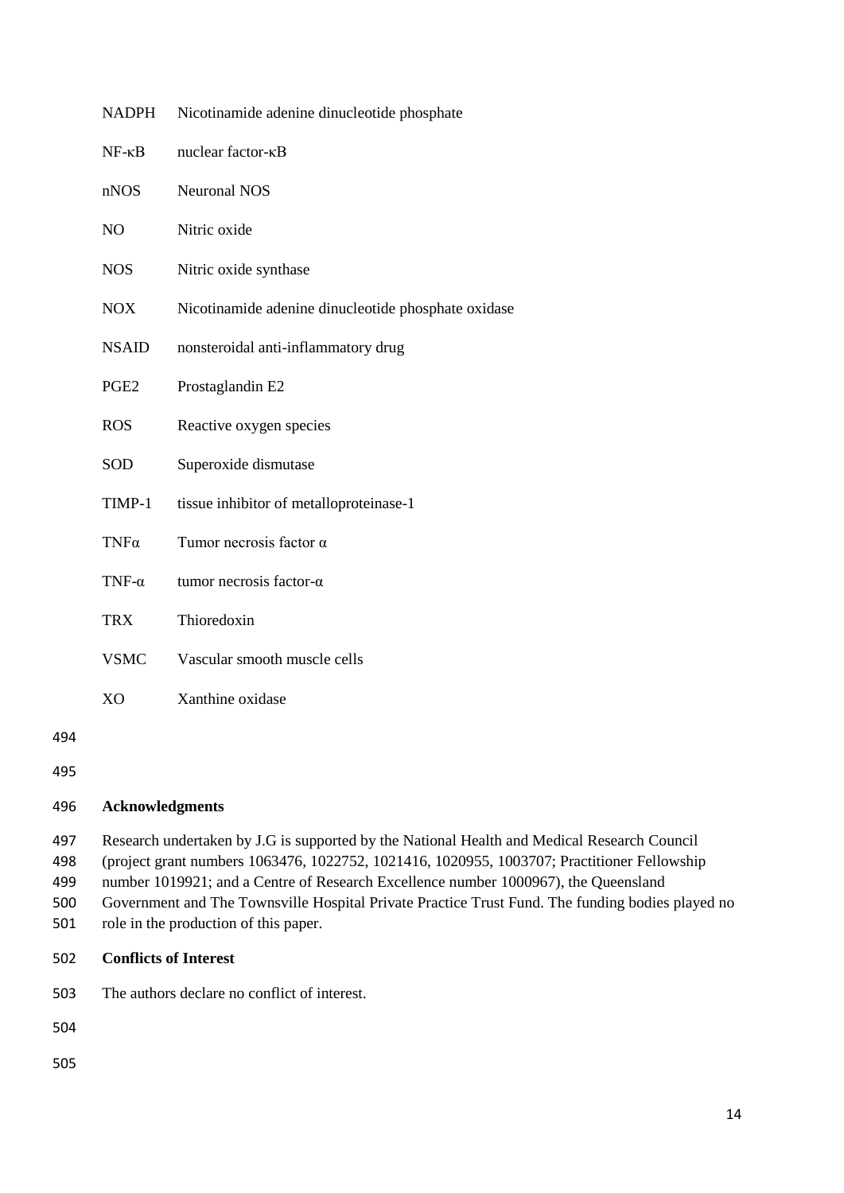| | |
|---|---|
| NADPH | Nicotinamide adenine dinucleotide phosphate |
| NF-κB | nuclear factor-κB |
| nNOS | Neuronal NOS |
| NO | Nitric oxide |
| NOS | Nitric oxide synthase |
| NOX | Nicotinamide adenine dinucleotide phosphate oxidase |
| NSAID | nonsteroidal anti-inflammatory drug |
| PGE2 | Prostaglandin E2 |
| ROS | Reactive oxygen species |
| SOD | Superoxide dismutase |
| TIMP-1 | tissue inhibitor of metalloproteinase-1 |
| TNFα | Tumor necrosis factor α |
| TNF-α | tumor necrosis factor-α |
| TRX | Thioredoxin |
| VSMC | Vascular smooth muscle cells |
| XO | Xanthine oxidase |

## Acknowledgments

Research undertaken by J.G is supported by the National Health and Medical Research Council (project grant numbers 1063476, 1022752, 1021416, 1020955, 1003707; Practitioner Fellowship number 1019921; and a Centre of Research Excellence number 1000967), the Queensland Government and The Townsville Hospital Private Practice Trust Fund. The funding bodies played no role in the production of this paper.

## Conflicts of Interest

The authors declare no conflict of interest.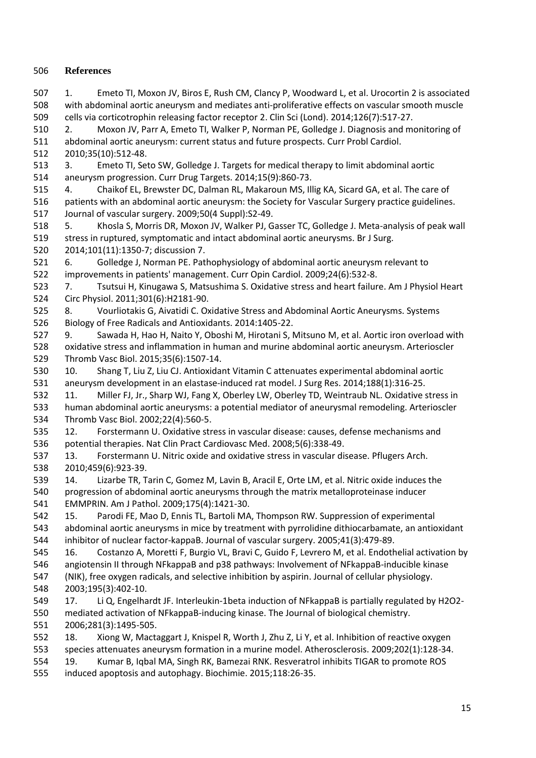## References

1. Emeto TI, Moxon JV, Biros E, Rush CM, Clancy P, Woodward L, et al. Urocortin 2 is associated with abdominal aortic aneurysm and mediates anti-proliferative effects on vascular smooth muscle cells via corticotrophin releasing factor receptor 2. Clin Sci (Lond). 2014;126(7):517-27.
2. Moxon JV, Parr A, Emeto TI, Walker P, Norman PE, Golledge J. Diagnosis and monitoring of abdominal aortic aneurysm: current status and future prospects. Curr Probl Cardiol. 2010;35(10):512-48.
3. Emeto TI, Seto SW, Golledge J. Targets for medical therapy to limit abdominal aortic aneurysm progression. Curr Drug Targets. 2014;15(9):860-73.
4. Chaikof EL, Brewster DC, Dalman RL, Makaroun MS, Illig KA, Sicard GA, et al. The care of patients with an abdominal aortic aneurysm: the Society for Vascular Surgery practice guidelines. Journal of vascular surgery. 2009;50(4 Suppl):S2-49.
5. Khosla S, Morris DR, Moxon JV, Walker PJ, Gasser TC, Golledge J. Meta-analysis of peak wall stress in ruptured, symptomatic and intact abdominal aortic aneurysms. Br J Surg. 2014;101(11):1350-7; discussion 7.
6. Golledge J, Norman PE. Pathophysiology of abdominal aortic aneurysm relevant to improvements in patients' management. Curr Opin Cardiol. 2009;24(6):532-8.
7. Tsutsui H, Kinugawa S, Matsushima S. Oxidative stress and heart failure. Am J Physiol Heart Circ Physiol. 2011;301(6):H2181-90.
8. Vourliotakis G, Aivatidi C. Oxidative Stress and Abdominal Aortic Aneurysms. Systems Biology of Free Radicals and Antioxidants. 2014:1405-22.
9. Sawada H, Hao H, Naito Y, Oboshi M, Hirotani S, Mitsuno M, et al. Aortic iron overload with oxidative stress and inflammation in human and murine abdominal aortic aneurysm. Arterioscler Thromb Vasc Biol. 2015;35(6):1507-14.
10. Shang T, Liu Z, Liu CJ. Antioxidant Vitamin C attenuates experimental abdominal aortic aneurysm development in an elastase-induced rat model. J Surg Res. 2014;188(1):316-25.
11. Miller FJ, Jr., Sharp WJ, Fang X, Oberley LW, Oberley TD, Weintraub NL. Oxidative stress in human abdominal aortic aneurysms: a potential mediator of aneurysmal remodeling. Arterioscler Thromb Vasc Biol. 2002;22(4):560-5.
12. Forstermann U. Oxidative stress in vascular disease: causes, defense mechanisms and potential therapies. Nat Clin Pract Cardiovasc Med. 2008;5(6):338-49.
13. Forstermann U. Nitric oxide and oxidative stress in vascular disease. Pflugers Arch. 2010;459(6):923-39.
14. Lizarbe TR, Tarin C, Gomez M, Lavin B, Aracil E, Orte LM, et al. Nitric oxide induces the progression of abdominal aortic aneurysms through the matrix metalloproteinase inducer EMMPRIN. Am J Pathol. 2009;175(4):1421-30.
15. Parodi FE, Mao D, Ennis TL, Bartoli MA, Thompson RW. Suppression of experimental abdominal aortic aneurysms in mice by treatment with pyrrolidine dithiocarbamate, an antioxidant inhibitor of nuclear factor-kappaB. Journal of vascular surgery. 2005;41(3):479-89.
16. Costanzo A, Moretti F, Burgio VL, Bravi C, Guido F, Levrero M, et al. Endothelial activation by angiotensin II through NFkappaB and p38 pathways: Involvement of NFkappaB-inducible kinase (NIK), free oxygen radicals, and selective inhibition by aspirin. Journal of cellular physiology. 2003;195(3):402-10.
17. Li Q, Engelhardt JF. Interleukin-1beta induction of NFkappaB is partially regulated by H2O2-mediated activation of NFkappaB-inducing kinase. The Journal of biological chemistry. 2006;281(3):1495-505.
18. Xiong W, Mactaggart J, Knispel R, Worth J, Zhu Z, Li Y, et al. Inhibition of reactive oxygen species attenuates aneurysm formation in a murine model. Atherosclerosis. 2009;202(1):128-34.
19. Kumar B, Iqbal MA, Singh RK, Bamezai RNK. Resveratrol inhibits TIGAR to promote ROS induced apoptosis and autophagy. Biochimie. 2015;118:26-35.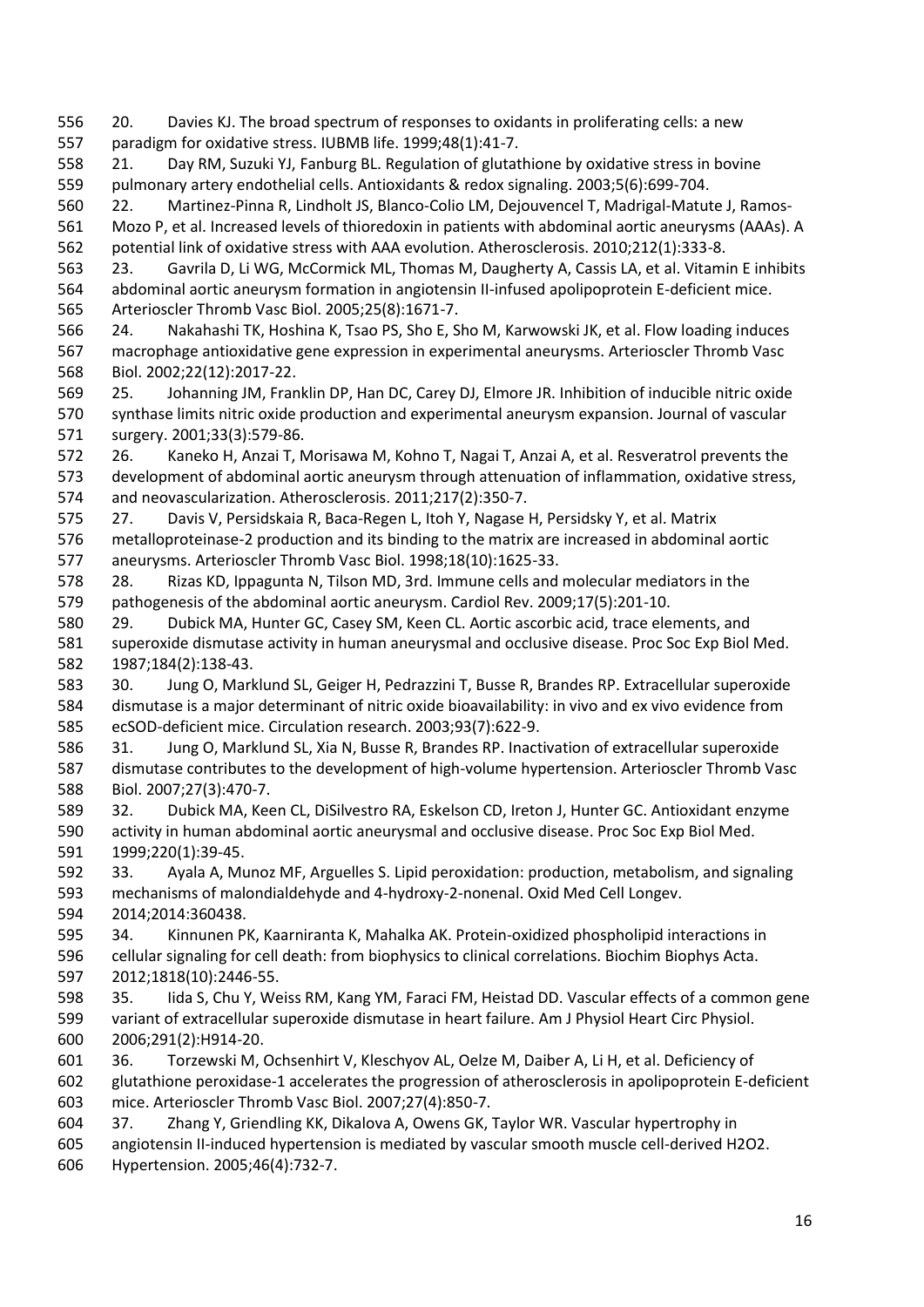20. Davies KJ. The broad spectrum of responses to oxidants in proliferating cells: a new paradigm for oxidative stress. IUBMB life. 1999;48(1):41-7.

21. Day RM, Suzuki YJ, Fanburg BL. Regulation of glutathione by oxidative stress in bovine pulmonary artery endothelial cells. Antioxidants & redox signaling. 2003;5(6):699-704.

22. Martinez-Pinna R, Lindholt JS, Blanco-Colio LM, Dejouvencel T, Madrigal-Matute J, Ramos-Mozo P, et al. Increased levels of thioredoxin in patients with abdominal aortic aneurysms (AAAs). A potential link of oxidative stress with AAA evolution. Atherosclerosis. 2010;212(1):333-8.

23. Gavrila D, Li WG, McCormick ML, Thomas M, Daugherty A, Cassis LA, et al. Vitamin E inhibits abdominal aortic aneurysm formation in angiotensin II-infused apolipoprotein E-deficient mice. Arterioscler Thromb Vasc Biol. 2005;25(8):1671-7.

24. Nakahashi TK, Hoshina K, Tsao PS, Sho E, Sho M, Karwowski JK, et al. Flow loading induces macrophage antioxidative gene expression in experimental aneurysms. Arterioscler Thromb Vasc Biol. 2002;22(12):2017-22.

25. Johanning JM, Franklin DP, Han DC, Carey DJ, Elmore JR. Inhibition of inducible nitric oxide synthase limits nitric oxide production and experimental aneurysm expansion. Journal of vascular surgery. 2001;33(3):579-86.

26. Kaneko H, Anzai T, Morisawa M, Kohno T, Nagai T, Anzai A, et al. Resveratrol prevents the development of abdominal aortic aneurysm through attenuation of inflammation, oxidative stress, and neovascularization. Atherosclerosis. 2011;217(2):350-7.

27. Davis V, Persidskaia R, Baca-Regen L, Itoh Y, Nagase H, Persidsky Y, et al. Matrix metalloproteinase-2 production and its binding to the matrix are increased in abdominal aortic aneurysms. Arterioscler Thromb Vasc Biol. 1998;18(10):1625-33.

28. Rizas KD, Ippagunta N, Tilson MD, 3rd. Immune cells and molecular mediators in the pathogenesis of the abdominal aortic aneurysm. Cardiol Rev. 2009;17(5):201-10.

29. Dubick MA, Hunter GC, Casey SM, Keen CL. Aortic ascorbic acid, trace elements, and superoxide dismutase activity in human aneurysmal and occlusive disease. Proc Soc Exp Biol Med. 1987;184(2):138-43.

30. Jung O, Marklund SL, Geiger H, Pedrazzini T, Busse R, Brandes RP. Extracellular superoxide dismutase is a major determinant of nitric oxide bioavailability: in vivo and ex vivo evidence from ecSOD-deficient mice. Circulation research. 2003;93(7):622-9.

31. Jung O, Marklund SL, Xia N, Busse R, Brandes RP. Inactivation of extracellular superoxide dismutase contributes to the development of high-volume hypertension. Arterioscler Thromb Vasc Biol. 2007;27(3):470-7.

32. Dubick MA, Keen CL, DiSilvestro RA, Eskelson CD, Ireton J, Hunter GC. Antioxidant enzyme activity in human abdominal aortic aneurysmal and occlusive disease. Proc Soc Exp Biol Med. 1999;220(1):39-45.

33. Ayala A, Munoz MF, Arguelles S. Lipid peroxidation: production, metabolism, and signaling mechanisms of malondialdehyde and 4-hydroxy-2-nonenal. Oxid Med Cell Longev. 2014;2014:360438.

34. Kinnunen PK, Kaarniranta K, Mahalka AK. Protein-oxidized phospholipid interactions in cellular signaling for cell death: from biophysics to clinical correlations. Biochim Biophys Acta. 2012;1818(10):2446-55.

35. Iida S, Chu Y, Weiss RM, Kang YM, Faraci FM, Heistad DD. Vascular effects of a common gene variant of extracellular superoxide dismutase in heart failure. Am J Physiol Heart Circ Physiol. 2006;291(2):H914-20.

36. Torzewski M, Ochsenhirt V, Kleschyov AL, Oelze M, Daiber A, Li H, et al. Deficiency of glutathione peroxidase-1 accelerates the progression of atherosclerosis in apolipoprotein E-deficient mice. Arterioscler Thromb Vasc Biol. 2007;27(4):850-7.

37. Zhang Y, Griendling KK, Dikalova A, Owens GK, Taylor WR. Vascular hypertrophy in angiotensin II-induced hypertension is mediated by vascular smooth muscle cell-derived H2O2. Hypertension. 2005;46(4):732-7.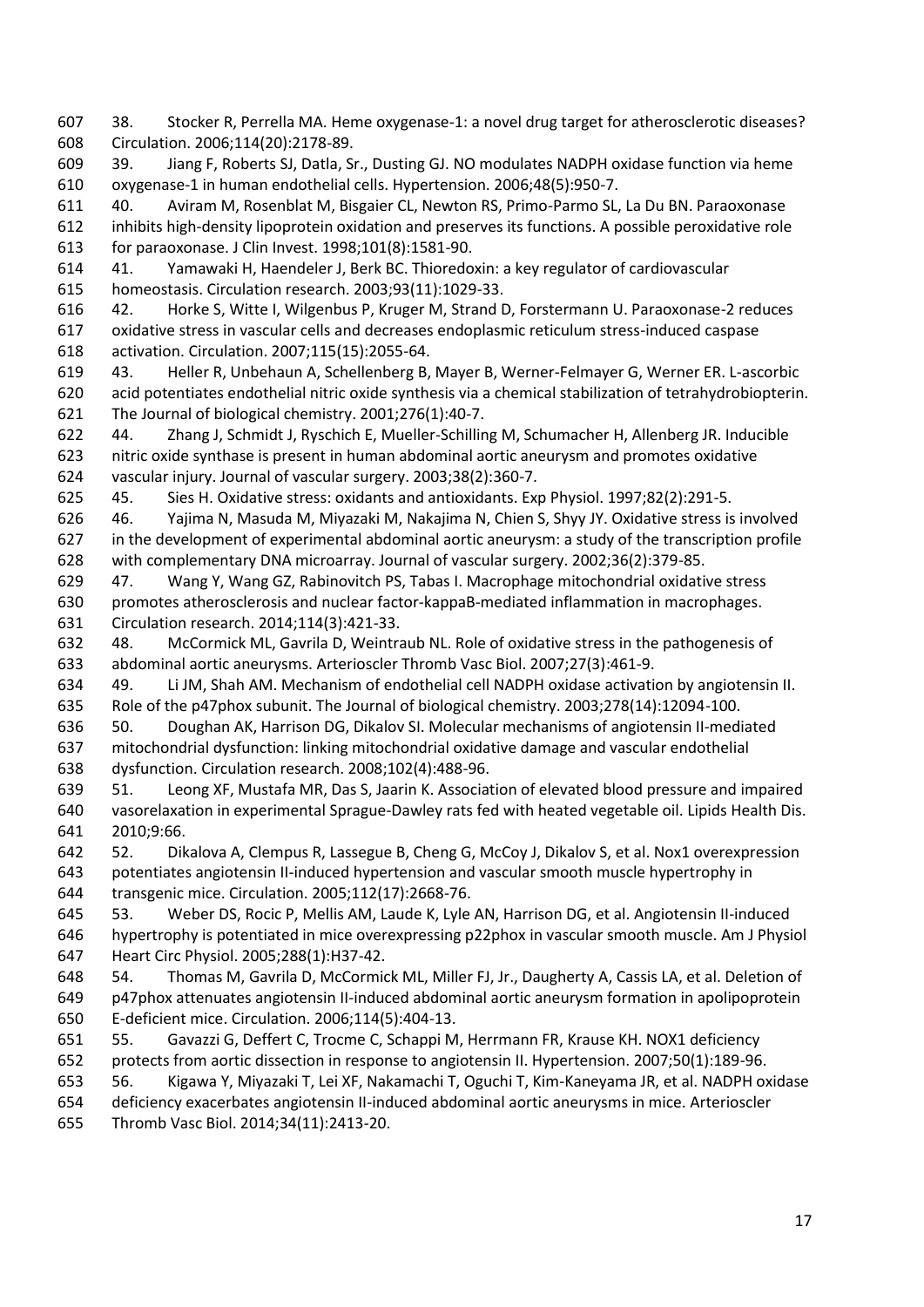38. Stocker R, Perrella MA. Heme oxygenase-1: a novel drug target for atherosclerotic diseases? Circulation. 2006;114(20):2178-89.

39. Jiang F, Roberts SJ, Datla, Sr., Dusting GJ. NO modulates NADPH oxidase function via heme oxygenase-1 in human endothelial cells. Hypertension. 2006;48(5):950-7.

40. Aviram M, Rosenblat M, Bisgaier CL, Newton RS, Primo-Parmo SL, La Du BN. Paraoxonase inhibits high-density lipoprotein oxidation and preserves its functions. A possible peroxidative role for paraoxonase. J Clin Invest. 1998;101(8):1581-90.

41. Yamawaki H, Haendeler J, Berk BC. Thioredoxin: a key regulator of cardiovascular homeostasis. Circulation research. 2003;93(11):1029-33.

42. Horke S, Witte I, Wilgenbus P, Kruger M, Strand D, Forstermann U. Paraoxonase-2 reduces oxidative stress in vascular cells and decreases endoplasmic reticulum stress-induced caspase activation. Circulation. 2007;115(15):2055-64.

43. Heller R, Unbehaun A, Schellenberg B, Mayer B, Werner-Felmayer G, Werner ER. L-ascorbic acid potentiates endothelial nitric oxide synthesis via a chemical stabilization of tetrahydrobiopterin. The Journal of biological chemistry. 2001;276(1):40-7.

44. Zhang J, Schmidt J, Ryschich E, Mueller-Schilling M, Schumacher H, Allenberg JR. Inducible nitric oxide synthase is present in human abdominal aortic aneurysm and promotes oxidative vascular injury. Journal of vascular surgery. 2003;38(2):360-7.

45. Sies H. Oxidative stress: oxidants and antioxidants. Exp Physiol. 1997;82(2):291-5.

46. Yajima N, Masuda M, Miyazaki M, Nakajima N, Chien S, Shyy JY. Oxidative stress is involved in the development of experimental abdominal aortic aneurysm: a study of the transcription profile with complementary DNA microarray. Journal of vascular surgery. 2002;36(2):379-85.

47. Wang Y, Wang GZ, Rabinovitch PS, Tabas I. Macrophage mitochondrial oxidative stress promotes atherosclerosis and nuclear factor-kappaB-mediated inflammation in macrophages. Circulation research. 2014;114(3):421-33.

48. McCormick ML, Gavrila D, Weintraub NL. Role of oxidative stress in the pathogenesis of abdominal aortic aneurysms. Arterioscler Thromb Vasc Biol. 2007;27(3):461-9.

49. Li JM, Shah AM. Mechanism of endothelial cell NADPH oxidase activation by angiotensin II. Role of the p47phox subunit. The Journal of biological chemistry. 2003;278(14):12094-100.

50. Doughan AK, Harrison DG, Dikalov SI. Molecular mechanisms of angiotensin II-mediated mitochondrial dysfunction: linking mitochondrial oxidative damage and vascular endothelial dysfunction. Circulation research. 2008;102(4):488-96.

51. Leong XF, Mustafa MR, Das S, Jaarin K. Association of elevated blood pressure and impaired vasorelaxation in experimental Sprague-Dawley rats fed with heated vegetable oil. Lipids Health Dis. 2010;9:66.

52. Dikalova A, Clempus R, Lassegue B, Cheng G, McCoy J, Dikalov S, et al. Nox1 overexpression potentiates angiotensin II-induced hypertension and vascular smooth muscle hypertrophy in transgenic mice. Circulation. 2005;112(17):2668-76.

53. Weber DS, Rocic P, Mellis AM, Laude K, Lyle AN, Harrison DG, et al. Angiotensin II-induced hypertrophy is potentiated in mice overexpressing p22phox in vascular smooth muscle. Am J Physiol Heart Circ Physiol. 2005;288(1):H37-42.

54. Thomas M, Gavrila D, McCormick ML, Miller FJ, Jr., Daugherty A, Cassis LA, et al. Deletion of p47phox attenuates angiotensin II-induced abdominal aortic aneurysm formation in apolipoprotein E-deficient mice. Circulation. 2006;114(5):404-13.

55. Gavazzi G, Deffert C, Trocme C, Schappi M, Herrmann FR, Krause KH. NOX1 deficiency protects from aortic dissection in response to angiotensin II. Hypertension. 2007;50(1):189-96.

56. Kigawa Y, Miyazaki T, Lei XF, Nakamachi T, Oguchi T, Kim-Kaneyama JR, et al. NADPH oxidase deficiency exacerbates angiotensin II-induced abdominal aortic aneurysms in mice. Arterioscler Thromb Vasc Biol. 2014;34(11):2413-20.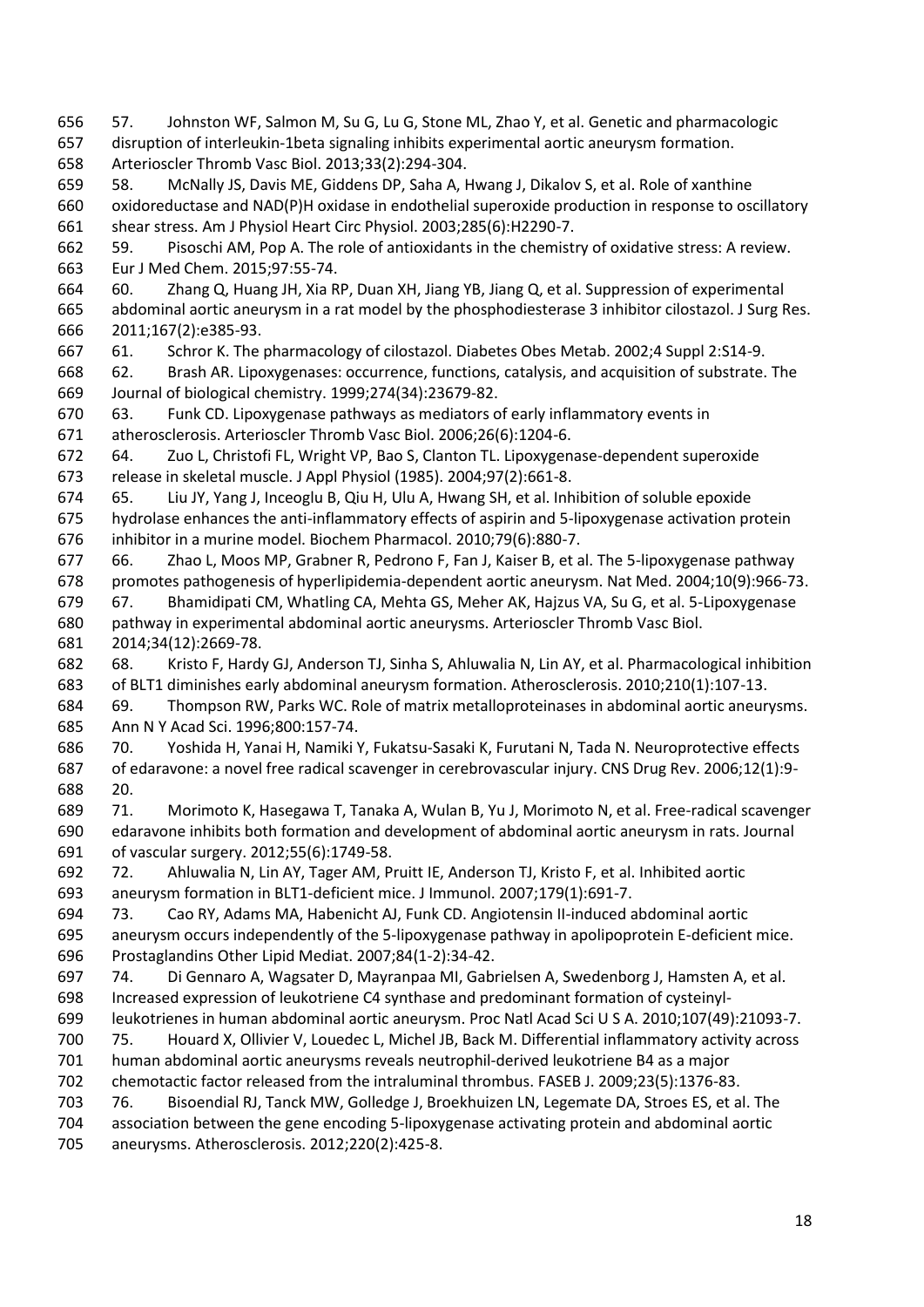57. Johnston WF, Salmon M, Su G, Lu G, Stone ML, Zhao Y, et al. Genetic and pharmacologic disruption of interleukin-1beta signaling inhibits experimental aortic aneurysm formation. Arterioscler Thromb Vasc Biol. 2013;33(2):294-304.

58. McNally JS, Davis ME, Giddens DP, Saha A, Hwang J, Dikalov S, et al. Role of xanthine oxidoreductase and NAD(P)H oxidase in endothelial superoxide production in response to oscillatory shear stress. Am J Physiol Heart Circ Physiol. 2003;285(6):H2290-7.

59. Pisoschi AM, Pop A. The role of antioxidants in the chemistry of oxidative stress: A review. Eur J Med Chem. 2015;97:55-74.

60. Zhang Q, Huang JH, Xia RP, Duan XH, Jiang YB, Jiang Q, et al. Suppression of experimental abdominal aortic aneurysm in a rat model by the phosphodiesterase 3 inhibitor cilostazol. J Surg Res. 2011;167(2):e385-93.

61. Schror K. The pharmacology of cilostazol. Diabetes Obes Metab. 2002;4 Suppl 2:S14-9.

62. Brash AR. Lipoxygenases: occurrence, functions, catalysis, and acquisition of substrate. The Journal of biological chemistry. 1999;274(34):23679-82.

63. Funk CD. Lipoxygenase pathways as mediators of early inflammatory events in atherosclerosis. Arterioscler Thromb Vasc Biol. 2006;26(6):1204-6.

64. Zuo L, Christofi FL, Wright VP, Bao S, Clanton TL. Lipoxygenase-dependent superoxide release in skeletal muscle. J Appl Physiol (1985). 2004;97(2):661-8.

65. Liu JY, Yang J, Inceoglu B, Qiu H, Ulu A, Hwang SH, et al. Inhibition of soluble epoxide hydrolase enhances the anti-inflammatory effects of aspirin and 5-lipoxygenase activation protein inhibitor in a murine model. Biochem Pharmacol. 2010;79(6):880-7.

66. Zhao L, Moos MP, Grabner R, Pedrono F, Fan J, Kaiser B, et al. The 5-lipoxygenase pathway promotes pathogenesis of hyperlipidemia-dependent aortic aneurysm. Nat Med. 2004;10(9):966-73.

67. Bhamidipati CM, Whatling CA, Mehta GS, Meher AK, Hajzus VA, Su G, et al. 5-Lipoxygenase pathway in experimental abdominal aortic aneurysms. Arterioscler Thromb Vasc Biol. 2014;34(12):2669-78.

68. Kristo F, Hardy GJ, Anderson TJ, Sinha S, Ahluwalia N, Lin AY, et al. Pharmacological inhibition of BLT1 diminishes early abdominal aneurysm formation. Atherosclerosis. 2010;210(1):107-13.

69. Thompson RW, Parks WC. Role of matrix metalloproteinases in abdominal aortic aneurysms. Ann N Y Acad Sci. 1996;800:157-74.

70. Yoshida H, Yanai H, Namiki Y, Fukatsu-Sasaki K, Furutani N, Tada N. Neuroprotective effects of edaravone: a novel free radical scavenger in cerebrovascular injury. CNS Drug Rev. 2006;12(1):9-20.

71. Morimoto K, Hasegawa T, Tanaka A, Wulan B, Yu J, Morimoto N, et al. Free-radical scavenger edaravone inhibits both formation and development of abdominal aortic aneurysm in rats. Journal of vascular surgery. 2012;55(6):1749-58.

72. Ahluwalia N, Lin AY, Tager AM, Pruitt IE, Anderson TJ, Kristo F, et al. Inhibited aortic aneurysm formation in BLT1-deficient mice. J Immunol. 2007;179(1):691-7.

73. Cao RY, Adams MA, Habenicht AJ, Funk CD. Angiotensin II-induced abdominal aortic aneurysm occurs independently of the 5-lipoxygenase pathway in apolipoprotein E-deficient mice. Prostaglandins Other Lipid Mediat. 2007;84(1-2):34-42.

74. Di Gennaro A, Wagsater D, Mayranpaa MI, Gabrielsen A, Swedenborg J, Hamsten A, et al. Increased expression of leukotriene C4 synthase and predominant formation of cysteinyl-leukotrienes in human abdominal aortic aneurysm. Proc Natl Acad Sci U S A. 2010;107(49):21093-7.

75. Houard X, Ollivier V, Louedec L, Michel JB, Back M. Differential inflammatory activity across human abdominal aortic aneurysms reveals neutrophil-derived leukotriene B4 as a major chemotactic factor released from the intraluminal thrombus. FASEB J. 2009;23(5):1376-83.

76. Bisoendial RJ, Tanck MW, Golledge J, Broekhuizen LN, Legemate DA, Stroes ES, et al. The association between the gene encoding 5-lipoxygenase activating protein and abdominal aortic aneurysms. Atherosclerosis. 2012;220(2):425-8.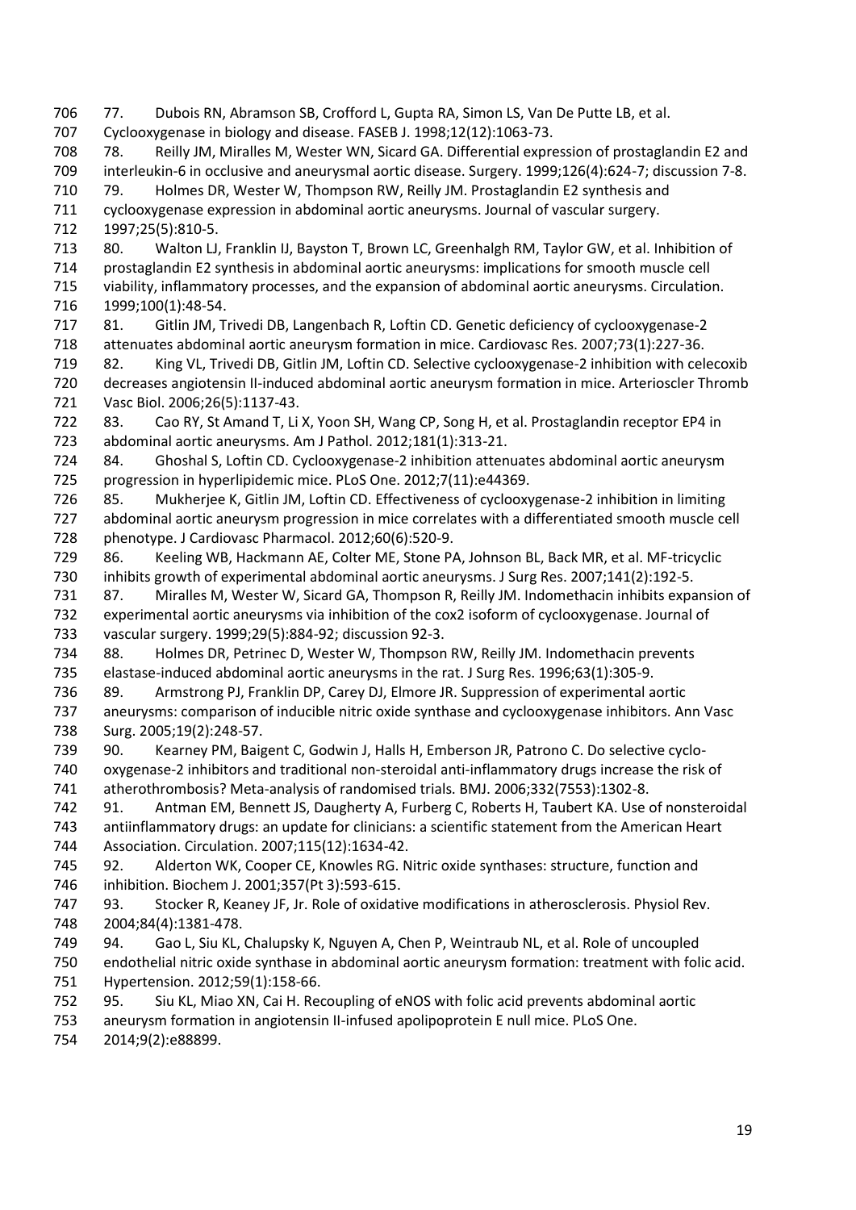77. Dubois RN, Abramson SB, Crofford L, Gupta RA, Simon LS, Van De Putte LB, et al. Cyclooxygenase in biology and disease. FASEB J. 1998;12(12):1063-73.

78. Reilly JM, Miralles M, Wester WN, Sicard GA. Differential expression of prostaglandin E2 and interleukin-6 in occlusive and aneurysmal aortic disease. Surgery. 1999;126(4):624-7; discussion 7-8.

79. Holmes DR, Wester W, Thompson RW, Reilly JM. Prostaglandin E2 synthesis and cyclooxygenase expression in abdominal aortic aneurysms. Journal of vascular surgery. 1997;25(5):810-5.

80. Walton LJ, Franklin IJ, Bayston T, Brown LC, Greenhalgh RM, Taylor GW, et al. Inhibition of prostaglandin E2 synthesis in abdominal aortic aneurysms: implications for smooth muscle cell viability, inflammatory processes, and the expansion of abdominal aortic aneurysms. Circulation. 1999;100(1):48-54.

81. Gitlin JM, Trivedi DB, Langenbach R, Loftin CD. Genetic deficiency of cyclooxygenase-2 attenuates abdominal aortic aneurysm formation in mice. Cardiovasc Res. 2007;73(1):227-36.

82. King VL, Trivedi DB, Gitlin JM, Loftin CD. Selective cyclooxygenase-2 inhibition with celecoxib decreases angiotensin II-induced abdominal aortic aneurysm formation in mice. Arterioscler Thromb Vasc Biol. 2006;26(5):1137-43.

83. Cao RY, St Amand T, Li X, Yoon SH, Wang CP, Song H, et al. Prostaglandin receptor EP4 in abdominal aortic aneurysms. Am J Pathol. 2012;181(1):313-21.

84. Ghoshal S, Loftin CD. Cyclooxygenase-2 inhibition attenuates abdominal aortic aneurysm progression in hyperlipidemic mice. PLoS One. 2012;7(11):e44369.

85. Mukherjee K, Gitlin JM, Loftin CD. Effectiveness of cyclooxygenase-2 inhibition in limiting abdominal aortic aneurysm progression in mice correlates with a differentiated smooth muscle cell phenotype. J Cardiovasc Pharmacol. 2012;60(6):520-9.

86. Keeling WB, Hackmann AE, Colter ME, Stone PA, Johnson BL, Back MR, et al. MF-tricyclic inhibits growth of experimental abdominal aortic aneurysms. J Surg Res. 2007;141(2):192-5.

87. Miralles M, Wester W, Sicard GA, Thompson R, Reilly JM. Indomethacin inhibits expansion of experimental aortic aneurysms via inhibition of the cox2 isoform of cyclooxygenase. Journal of vascular surgery. 1999;29(5):884-92; discussion 92-3.

88. Holmes DR, Petrinec D, Wester W, Thompson RW, Reilly JM. Indomethacin prevents elastase-induced abdominal aortic aneurysms in the rat. J Surg Res. 1996;63(1):305-9.

89. Armstrong PJ, Franklin DP, Carey DJ, Elmore JR. Suppression of experimental aortic aneurysms: comparison of inducible nitric oxide synthase and cyclooxygenase inhibitors. Ann Vasc Surg. 2005;19(2):248-57.

90. Kearney PM, Baigent C, Godwin J, Halls H, Emberson JR, Patrono C. Do selective cyclo-oxygenase-2 inhibitors and traditional non-steroidal anti-inflammatory drugs increase the risk of atherothrombosis? Meta-analysis of randomised trials. BMJ. 2006;332(7553):1302-8.

91. Antman EM, Bennett JS, Daugherty A, Furberg C, Roberts H, Taubert KA. Use of nonsteroidal antiinflammatory drugs: an update for clinicians: a scientific statement from the American Heart Association. Circulation. 2007;115(12):1634-42.

92. Alderton WK, Cooper CE, Knowles RG. Nitric oxide synthases: structure, function and inhibition. Biochem J. 2001;357(Pt 3):593-615.

93. Stocker R, Keaney JF, Jr. Role of oxidative modifications in atherosclerosis. Physiol Rev. 2004;84(4):1381-478.

94. Gao L, Siu KL, Chalupsky K, Nguyen A, Chen P, Weintraub NL, et al. Role of uncoupled endothelial nitric oxide synthase in abdominal aortic aneurysm formation: treatment with folic acid. Hypertension. 2012;59(1):158-66.

95. Siu KL, Miao XN, Cai H. Recoupling of eNOS with folic acid prevents abdominal aortic aneurysm formation in angiotensin II-infused apolipoprotein E null mice. PLoS One. 2014;9(2):e88899.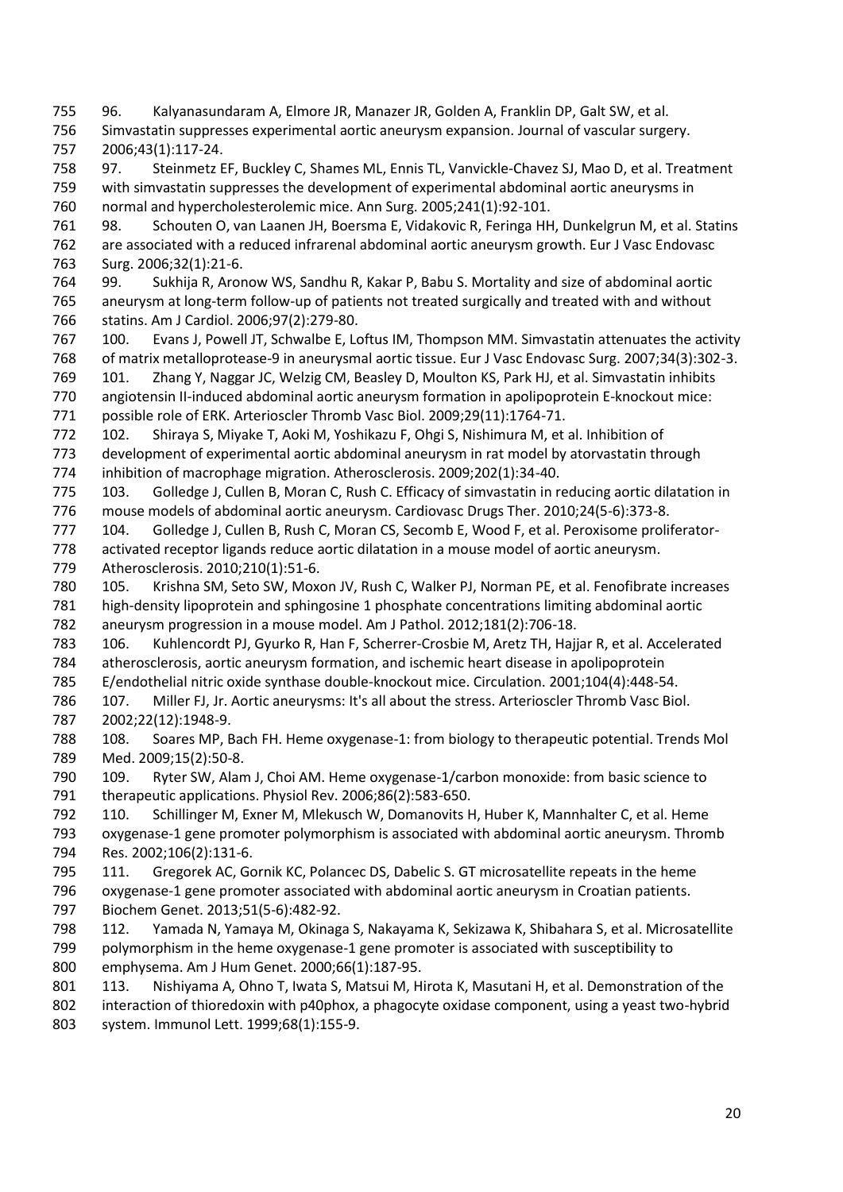96. Kalyanasundaram A, Elmore JR, Manazer JR, Golden A, Franklin DP, Galt SW, et al. Simvastatin suppresses experimental aortic aneurysm expansion. Journal of vascular surgery. 2006;43(1):117-24.

97. Steinmetz EF, Buckley C, Shames ML, Ennis TL, Vanvickle-Chavez SJ, Mao D, et al. Treatment with simvastatin suppresses the development of experimental abdominal aortic aneurysms in normal and hypercholesterolemic mice. Ann Surg. 2005;241(1):92-101.

98. Schouten O, van Laanen JH, Boersma E, Vidakovic R, Feringa HH, Dunkelgrun M, et al. Statins are associated with a reduced infrarenal abdominal aortic aneurysm growth. Eur J Vasc Endovasc Surg. 2006;32(1):21-6.

99. Sukhija R, Aronow WS, Sandhu R, Kakar P, Babu S. Mortality and size of abdominal aortic aneurysm at long-term follow-up of patients not treated surgically and treated with and without statins. Am J Cardiol. 2006;97(2):279-80.

100. Evans J, Powell JT, Schwalbe E, Loftus IM, Thompson MM. Simvastatin attenuates the activity of matrix metalloprotease-9 in aneurysmal aortic tissue. Eur J Vasc Endovasc Surg. 2007;34(3):302-3.

101. Zhang Y, Naggar JC, Welzig CM, Beasley D, Moulton KS, Park HJ, et al. Simvastatin inhibits angiotensin II-induced abdominal aortic aneurysm formation in apolipoprotein E-knockout mice: possible role of ERK. Arterioscler Thromb Vasc Biol. 2009;29(11):1764-71.

102. Shiraya S, Miyake T, Aoki M, Yoshikazu F, Ohgi S, Nishimura M, et al. Inhibition of development of experimental aortic abdominal aneurysm in rat model by atorvastatin through inhibition of macrophage migration. Atherosclerosis. 2009;202(1):34-40.

103. Golledge J, Cullen B, Moran C, Rush C. Efficacy of simvastatin in reducing aortic dilatation in mouse models of abdominal aortic aneurysm. Cardiovasc Drugs Ther. 2010;24(5-6):373-8.

104. Golledge J, Cullen B, Rush C, Moran CS, Secomb E, Wood F, et al. Peroxisome proliferator-activated receptor ligands reduce aortic dilatation in a mouse model of aortic aneurysm. Atherosclerosis. 2010;210(1):51-6.

105. Krishna SM, Seto SW, Moxon JV, Rush C, Walker PJ, Norman PE, et al. Fenofibrate increases high-density lipoprotein and sphingosine 1 phosphate concentrations limiting abdominal aortic aneurysm progression in a mouse model. Am J Pathol. 2012;181(2):706-18.

106. Kuhlencordt PJ, Gyurko R, Han F, Scherrer-Crosbie M, Aretz TH, Hajjar R, et al. Accelerated atherosclerosis, aortic aneurysm formation, and ischemic heart disease in apolipoprotein E/endothelial nitric oxide synthase double-knockout mice. Circulation. 2001;104(4):448-54.

107. Miller FJ, Jr. Aortic aneurysms: It's all about the stress. Arterioscler Thromb Vasc Biol. 2002;22(12):1948-9.

108. Soares MP, Bach FH. Heme oxygenase-1: from biology to therapeutic potential. Trends Mol Med. 2009;15(2):50-8.

109. Ryter SW, Alam J, Choi AM. Heme oxygenase-1/carbon monoxide: from basic science to therapeutic applications. Physiol Rev. 2006;86(2):583-650.

110. Schillinger M, Exner M, Mlekusch W, Domanovits H, Huber K, Mannhalter C, et al. Heme oxygenase-1 gene promoter polymorphism is associated with abdominal aortic aneurysm. Thromb Res. 2002;106(2):131-6.

111. Gregorek AC, Gornik KC, Polancec DS, Dabelic S. GT microsatellite repeats in the heme oxygenase-1 gene promoter associated with abdominal aortic aneurysm in Croatian patients. Biochem Genet. 2013;51(5-6):482-92.

112. Yamada N, Yamaya M, Okinaga S, Nakayama K, Sekizawa K, Shibahara S, et al. Microsatellite polymorphism in the heme oxygenase-1 gene promoter is associated with susceptibility to emphysema. Am J Hum Genet. 2000;66(1):187-95.

113. Nishiyama A, Ohno T, Iwata S, Matsui M, Hirota K, Masutani H, et al. Demonstration of the interaction of thioredoxin with p40phox, a phagocyte oxidase component, using a yeast two-hybrid system. Immunol Lett. 1999;68(1):155-9.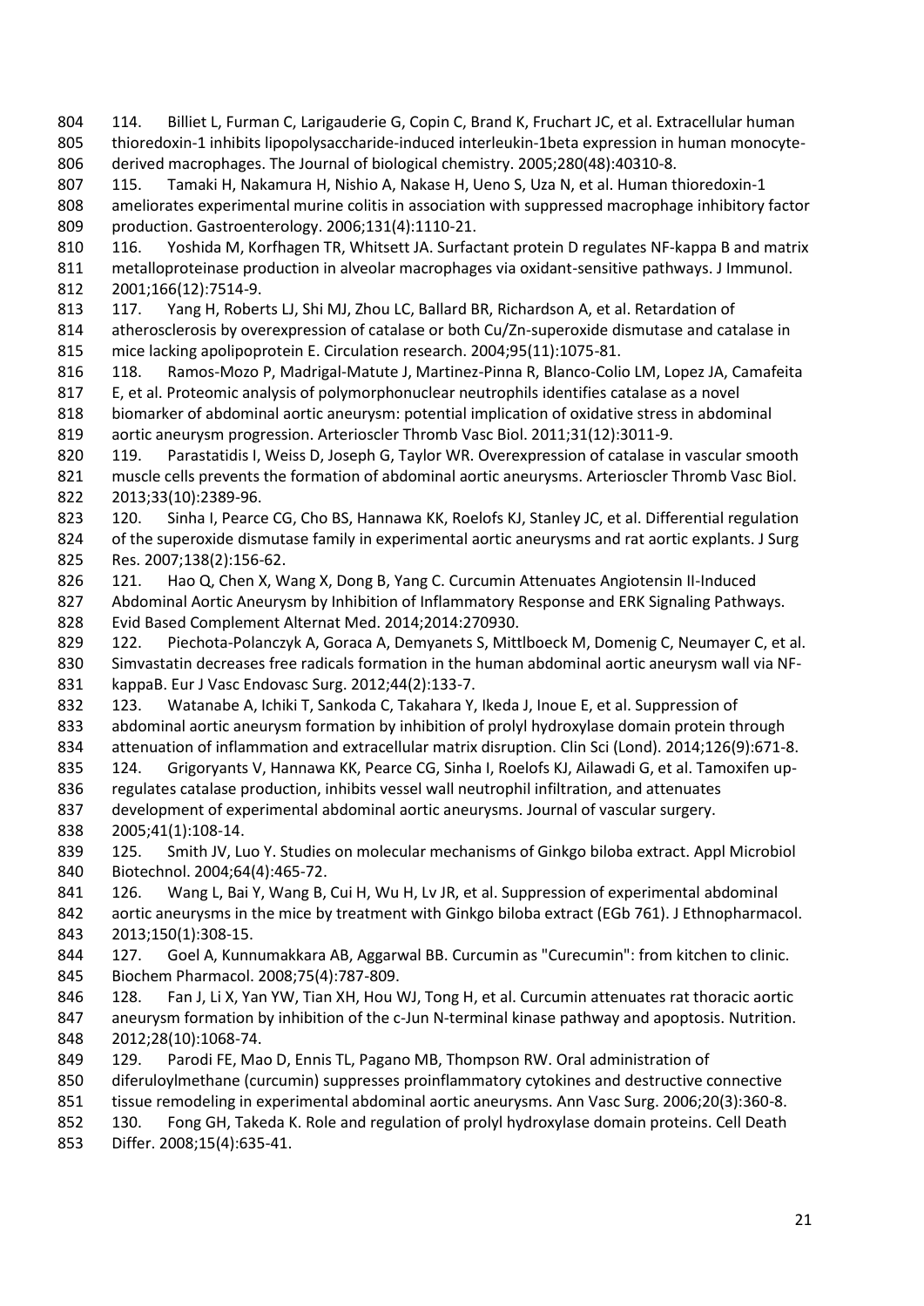114. Billiet L, Furman C, Larigauderie G, Copin C, Brand K, Fruchart JC, et al. Extracellular human thioredoxin-1 inhibits lipopolysaccharide-induced interleukin-1beta expression in human monocyte-derived macrophages. The Journal of biological chemistry. 2005;280(48):40310-8.

115. Tamaki H, Nakamura H, Nishio A, Nakase H, Ueno S, Uza N, et al. Human thioredoxin-1 ameliorates experimental murine colitis in association with suppressed macrophage inhibitory factor production. Gastroenterology. 2006;131(4):1110-21.

116. Yoshida M, Korfhagen TR, Whitsett JA. Surfactant protein D regulates NF-kappa B and matrix metalloproteinase production in alveolar macrophages via oxidant-sensitive pathways. J Immunol. 2001;166(12):7514-9.

117. Yang H, Roberts LJ, Shi MJ, Zhou LC, Ballard BR, Richardson A, et al. Retardation of atherosclerosis by overexpression of catalase or both Cu/Zn-superoxide dismutase and catalase in mice lacking apolipoprotein E. Circulation research. 2004;95(11):1075-81.

118. Ramos-Mozo P, Madrigal-Matute J, Martinez-Pinna R, Blanco-Colio LM, Lopez JA, Camafeita E, et al. Proteomic analysis of polymorphonuclear neutrophils identifies catalase as a novel biomarker of abdominal aortic aneurysm: potential implication of oxidative stress in abdominal aortic aneurysm progression. Arterioscler Thromb Vasc Biol. 2011;31(12):3011-9.

119. Parastatidis I, Weiss D, Joseph G, Taylor WR. Overexpression of catalase in vascular smooth muscle cells prevents the formation of abdominal aortic aneurysms. Arterioscler Thromb Vasc Biol. 2013;33(10):2389-96.

120. Sinha I, Pearce CG, Cho BS, Hannawa KK, Roelofs KJ, Stanley JC, et al. Differential regulation of the superoxide dismutase family in experimental aortic aneurysms and rat aortic explants. J Surg Res. 2007;138(2):156-62.

121. Hao Q, Chen X, Wang X, Dong B, Yang C. Curcumin Attenuates Angiotensin II-Induced Abdominal Aortic Aneurysm by Inhibition of Inflammatory Response and ERK Signaling Pathways. Evid Based Complement Alternat Med. 2014;2014:270930.

122. Piechota-Polanczyk A, Goraca A, Demyanets S, Mittlboeck M, Domenig C, Neumayer C, et al. Simvastatin decreases free radicals formation in the human abdominal aortic aneurysm wall via NF-kappaB. Eur J Vasc Endovasc Surg. 2012;44(2):133-7.

123. Watanabe A, Ichiki T, Sankoda C, Takahara Y, Ikeda J, Inoue E, et al. Suppression of abdominal aortic aneurysm formation by inhibition of prolyl hydroxylase domain protein through attenuation of inflammation and extracellular matrix disruption. Clin Sci (Lond). 2014;126(9):671-8.

124. Grigoryants V, Hannawa KK, Pearce CG, Sinha I, Roelofs KJ, Ailawadi G, et al. Tamoxifen up-regulates catalase production, inhibits vessel wall neutrophil infiltration, and attenuates development of experimental abdominal aortic aneurysms. Journal of vascular surgery. 2005;41(1):108-14.

125. Smith JV, Luo Y. Studies on molecular mechanisms of Ginkgo biloba extract. Appl Microbiol Biotechnol. 2004;64(4):465-72.

126. Wang L, Bai Y, Wang B, Cui H, Wu H, Lv JR, et al. Suppression of experimental abdominal aortic aneurysms in the mice by treatment with Ginkgo biloba extract (EGb 761). J Ethnopharmacol. 2013;150(1):308-15.

127. Goel A, Kunnumakkara AB, Aggarwal BB. Curcumin as "Curecumin": from kitchen to clinic. Biochem Pharmacol. 2008;75(4):787-809.

128. Fan J, Li X, Yan YW, Tian XH, Hou WJ, Tong H, et al. Curcumin attenuates rat thoracic aortic aneurysm formation by inhibition of the c-Jun N-terminal kinase pathway and apoptosis. Nutrition. 2012;28(10):1068-74.

129. Parodi FE, Mao D, Ennis TL, Pagano MB, Thompson RW. Oral administration of diferuloylmethane (curcumin) suppresses proinflammatory cytokines and destructive connective tissue remodeling in experimental abdominal aortic aneurysms. Ann Vasc Surg. 2006;20(3):360-8.

130. Fong GH, Takeda K. Role and regulation of prolyl hydroxylase domain proteins. Cell Death Differ. 2008;15(4):635-41.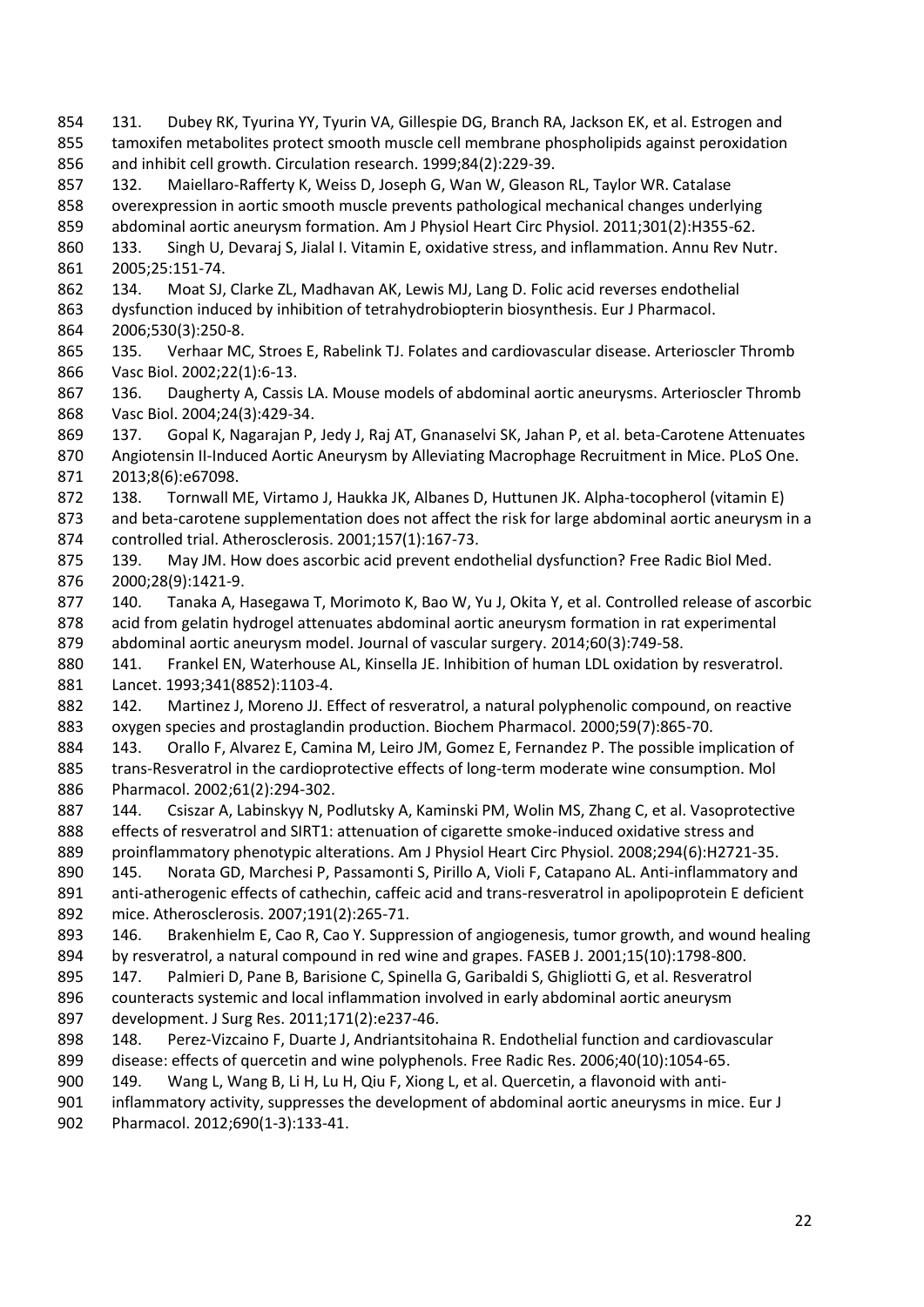131. Dubey RK, Tyurina YY, Tyurin VA, Gillespie DG, Branch RA, Jackson EK, et al. Estrogen and tamoxifen metabolites protect smooth muscle cell membrane phospholipids against peroxidation and inhibit cell growth. Circulation research. 1999;84(2):229-39.

132. Maiellaro-Rafferty K, Weiss D, Joseph G, Wan W, Gleason RL, Taylor WR. Catalase overexpression in aortic smooth muscle prevents pathological mechanical changes underlying abdominal aortic aneurysm formation. Am J Physiol Heart Circ Physiol. 2011;301(2):H355-62.

133. Singh U, Devaraj S, Jialal I. Vitamin E, oxidative stress, and inflammation. Annu Rev Nutr. 2005;25:151-74.

134. Moat SJ, Clarke ZL, Madhavan AK, Lewis MJ, Lang D. Folic acid reverses endothelial dysfunction induced by inhibition of tetrahydrobiopterin biosynthesis. Eur J Pharmacol. 2006;530(3):250-8.

135. Verhaar MC, Stroes E, Rabelink TJ. Folates and cardiovascular disease. Arterioscler Thromb Vasc Biol. 2002;22(1):6-13.

136. Daugherty A, Cassis LA. Mouse models of abdominal aortic aneurysms. Arterioscler Thromb Vasc Biol. 2004;24(3):429-34.

137. Gopal K, Nagarajan P, Jedy J, Raj AT, Gnanaselvi SK, Jahan P, et al. beta-Carotene Attenuates Angiotensin II-Induced Aortic Aneurysm by Alleviating Macrophage Recruitment in Mice. PLoS One. 2013;8(6):e67098.

138. Tornwall ME, Virtamo J, Haukka JK, Albanes D, Huttunen JK. Alpha-tocopherol (vitamin E) and beta-carotene supplementation does not affect the risk for large abdominal aortic aneurysm in a controlled trial. Atherosclerosis. 2001;157(1):167-73.

139. May JM. How does ascorbic acid prevent endothelial dysfunction? Free Radic Biol Med. 2000;28(9):1421-9.

140. Tanaka A, Hasegawa T, Morimoto K, Bao W, Yu J, Okita Y, et al. Controlled release of ascorbic acid from gelatin hydrogel attenuates abdominal aortic aneurysm formation in rat experimental abdominal aortic aneurysm model. Journal of vascular surgery. 2014;60(3):749-58.

141. Frankel EN, Waterhouse AL, Kinsella JE. Inhibition of human LDL oxidation by resveratrol. Lancet. 1993;341(8852):1103-4.

142. Martinez J, Moreno JJ. Effect of resveratrol, a natural polyphenolic compound, on reactive oxygen species and prostaglandin production. Biochem Pharmacol. 2000;59(7):865-70.

143. Orallo F, Alvarez E, Camina M, Leiro JM, Gomez E, Fernandez P. The possible implication of trans-Resveratrol in the cardioprotective effects of long-term moderate wine consumption. Mol Pharmacol. 2002;61(2):294-302.

144. Csiszar A, Labinskyy N, Podlutsky A, Kaminski PM, Wolin MS, Zhang C, et al. Vasoprotective effects of resveratrol and SIRT1: attenuation of cigarette smoke-induced oxidative stress and proinflammatory phenotypic alterations. Am J Physiol Heart Circ Physiol. 2008;294(6):H2721-35.

145. Norata GD, Marchesi P, Passamonti S, Pirillo A, Violi F, Catapano AL. Anti-inflammatory and anti-atherogenic effects of cathechin, caffeic acid and trans-resveratrol in apolipoprotein E deficient mice. Atherosclerosis. 2007;191(2):265-71.

146. Brakenhielm E, Cao R, Cao Y. Suppression of angiogenesis, tumor growth, and wound healing by resveratrol, a natural compound in red wine and grapes. FASEB J. 2001;15(10):1798-800.

147. Palmieri D, Pane B, Barisione C, Spinella G, Garibaldi S, Ghigliotti G, et al. Resveratrol counteracts systemic and local inflammation involved in early abdominal aortic aneurysm development. J Surg Res. 2011;171(2):e237-46.

148. Perez-Vizcaino F, Duarte J, Andriantsitohaina R. Endothelial function and cardiovascular disease: effects of quercetin and wine polyphenols. Free Radic Res. 2006;40(10):1054-65.

149. Wang L, Wang B, Li H, Lu H, Qiu F, Xiong L, et al. Quercetin, a flavonoid with anti-inflammatory activity, suppresses the development of abdominal aortic aneurysms in mice. Eur J Pharmacol. 2012;690(1-3):133-41.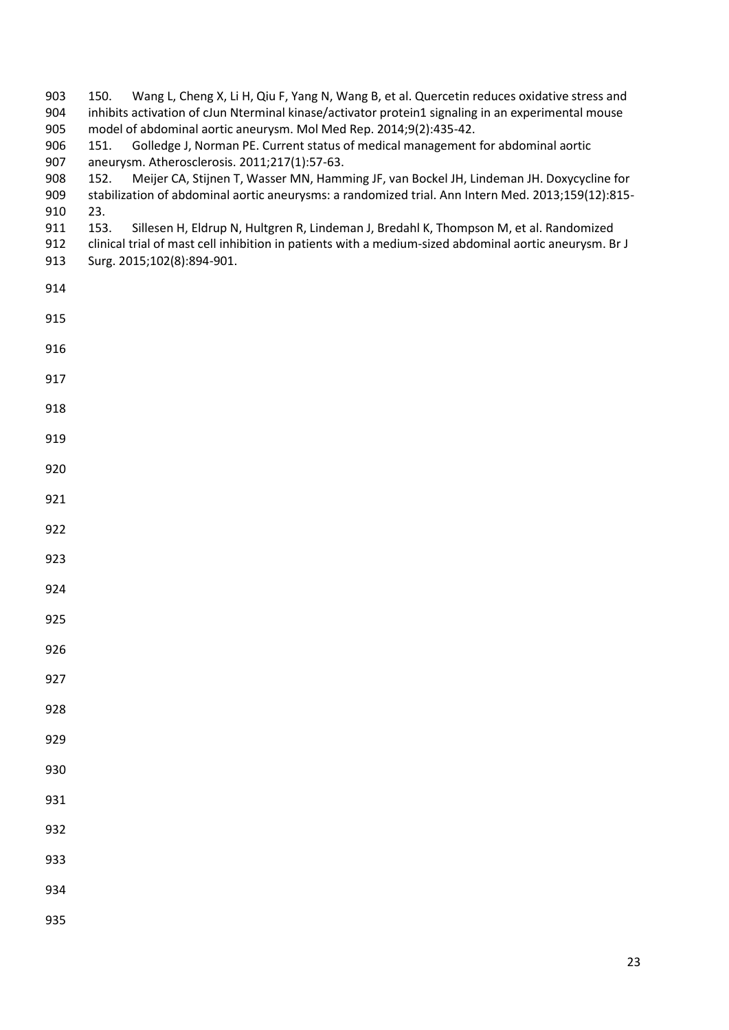150. Wang L, Cheng X, Li H, Qiu F, Yang N, Wang B, et al. Quercetin reduces oxidative stress and inhibits activation of cJun Nterminal kinase/activator protein1 signaling in an experimental mouse model of abdominal aortic aneurysm. Mol Med Rep. 2014;9(2):435-42.

151. Golledge J, Norman PE. Current status of medical management for abdominal aortic aneurysm. Atherosclerosis. 2011;217(1):57-63.

152. Meijer CA, Stijnen T, Wasser MN, Hamming JF, van Bockel JH, Lindeman JH. Doxycycline for stabilization of abdominal aortic aneurysms: a randomized trial. Ann Intern Med. 2013;159(12):815-23.

153. Sillesen H, Eldrup N, Hultgren R, Lindeman J, Bredahl K, Thompson M, et al. Randomized clinical trial of mast cell inhibition in patients with a medium-sized abdominal aortic aneurysm. Br J Surg. 2015;102(8):894-901.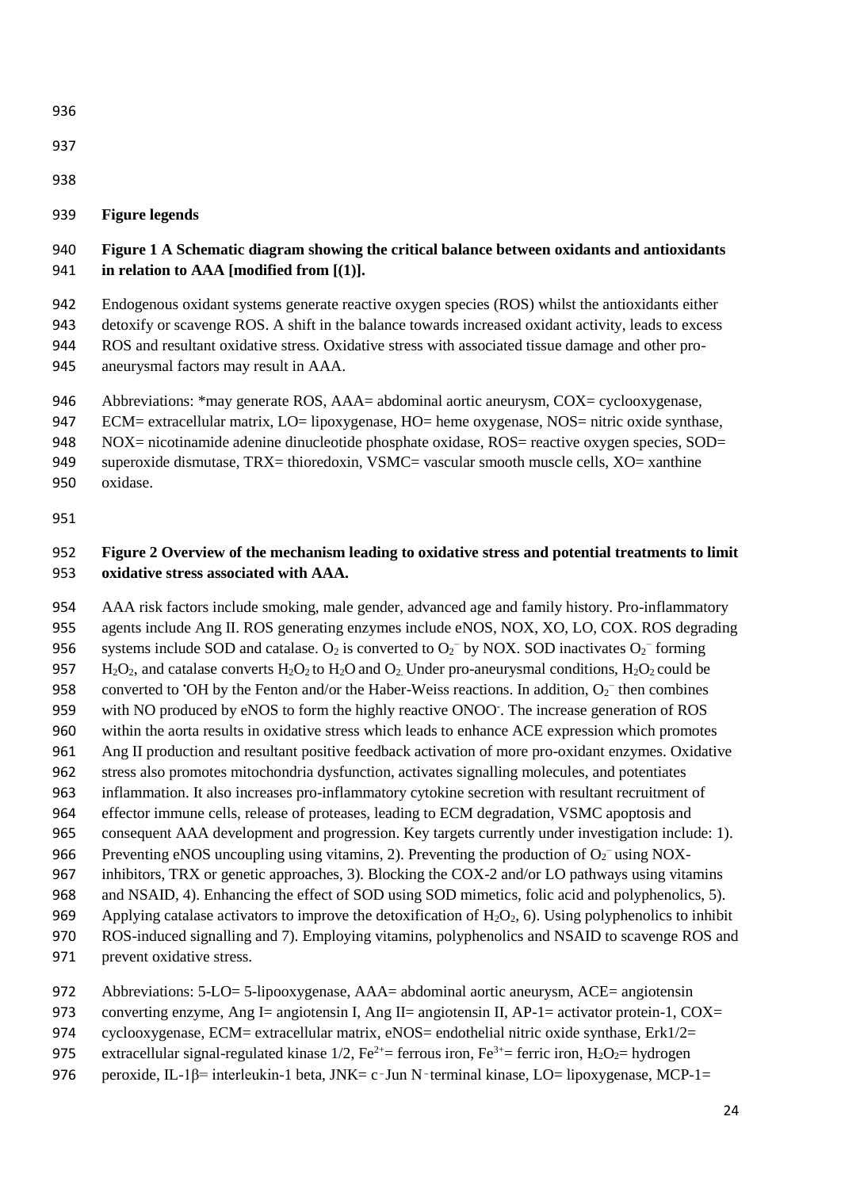## Figure legends

**Figure 1 A Schematic diagram showing the critical balance between oxidants and antioxidants in relation to AAA [modified from [(1)].**

Endogenous oxidant systems generate reactive oxygen species (ROS) whilst the antioxidants either detoxify or scavenge ROS. A shift in the balance towards increased oxidant activity, leads to excess ROS and resultant oxidative stress. Oxidative stress with associated tissue damage and other pro-aneurysmal factors may result in AAA.

Abbreviations: *may generate ROS, AAA= abdominal aortic aneurysm, COX= cyclooxygenase, ECM= extracellular matrix, LO= lipoxygenase, HO= heme oxygenase, NOS= nitric oxide synthase, NOX= nicotinamide adenine dinucleotide phosphate oxidase, ROS= reactive oxygen species, SOD= superoxide dismutase, TRX= thioredoxin, VSMC= vascular smooth muscle cells, XO= xanthine oxidase.

**Figure 2 Overview of the mechanism leading to oxidative stress and potential treatments to limit oxidative stress associated with AAA.**

AAA risk factors include smoking, male gender, advanced age and family history. Pro-inflammatory agents include Ang II. ROS generating enzymes include eNOS, NOX, XO, LO, COX. ROS degrading systems include SOD and catalase. $O_2$ is converted to $O_2^-$ by NOX. SOD inactivates $O_2^-$ forming $H_2O_2$, and catalase converts $H_2O_2$ to $H_2O$ and $O_2$. Under pro-aneurysmal conditions, $H_2O_2$ could be converted to $^{\bullet}OH$ by the Fenton and/or the Haber-Weiss reactions. In addition, $O_2^-$ then combines with NO produced by eNOS to form the highly reactive $ONOO^-$. The increase generation of ROS within the aorta results in oxidative stress which leads to enhance ACE expression which promotes Ang II production and resultant positive feedback activation of more pro-oxidant enzymes. Oxidative stress also promotes mitochondria dysfunction, activates signalling molecules, and potentiates inflammation. It also increases pro-inflammatory cytokine secretion with resultant recruitment of effector immune cells, release of proteases, leading to ECM degradation, VSMC apoptosis and consequent AAA development and progression. Key targets currently under investigation include: 1). Preventing eNOS uncoupling using vitamins, 2). Preventing the production of $O_2^-$ using NOX-inhibitors, TRX or genetic approaches, 3). Blocking the COX-2 and/or LO pathways using vitamins and NSAID, 4). Enhancing the effect of SOD using SOD mimetics, folic acid and polyphenolics, 5). Applying catalase activators to improve the detoxification of $H_2O_2$, 6). Using polyphenolics to inhibit ROS-induced signalling and 7). Employing vitamins, polyphenolics and NSAID to scavenge ROS and prevent oxidative stress.

Abbreviations: 5-LO= 5-lipooxygenase, AAA= abdominal aortic aneurysm, ACE= angiotensin converting enzyme, Ang I= angiotensin I, Ang II= angiotensin II, AP-1= activator protein-1, COX= cyclooxygenase, ECM= extracellular matrix, eNOS= endothelial nitric oxide synthase, Erk1/2= extracellular signal-regulated kinase 1/2, $Fe^{2+}$= ferrous iron, $Fe^{3+}$= ferric iron, $H_2O_2$= hydrogen peroxide, IL-1β= interleukin-1 beta, JNK= c‑Jun N‑terminal kinase, LO= lipoxygenase, MCP-1=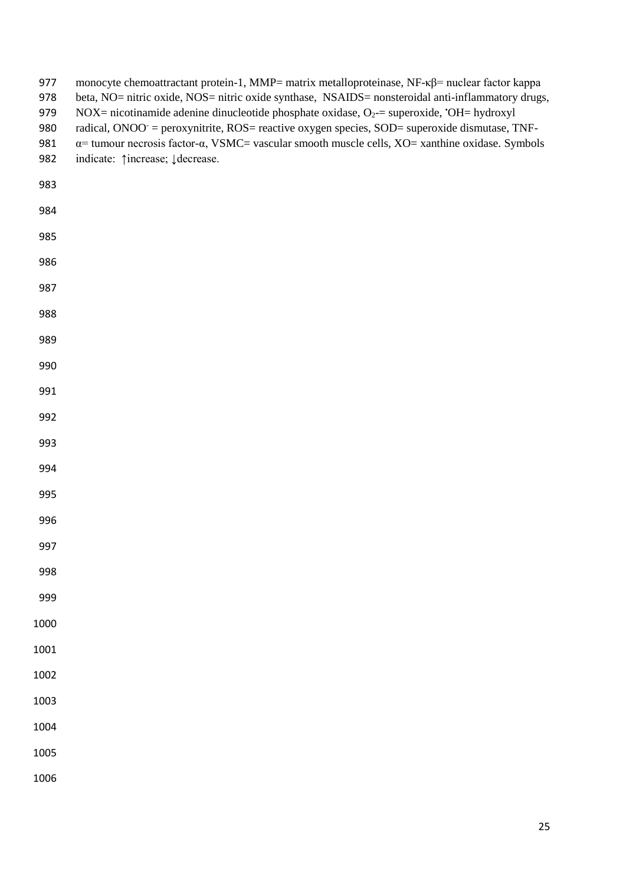monocyte chemoattractant protein-1, MMP= matrix metalloproteinase, NF-κβ= nuclear factor kappa beta, NO= nitric oxide, NOS= nitric oxide synthase, NSAIDS= nonsteroidal anti-inflammatory drugs, NOX= nicotinamide adenine dinucleotide phosphate oxidase, $O_2$-= superoxide, ˙OH= hydroxyl radical, $ONOO^-$ = peroxynitrite, ROS= reactive oxygen species, SOD= superoxide dismutase, TNF-α= tumour necrosis factor-α, VSMC= vascular smooth muscle cells, XO= xanthine oxidase. Symbols indicate: ↑increase; ↓decrease.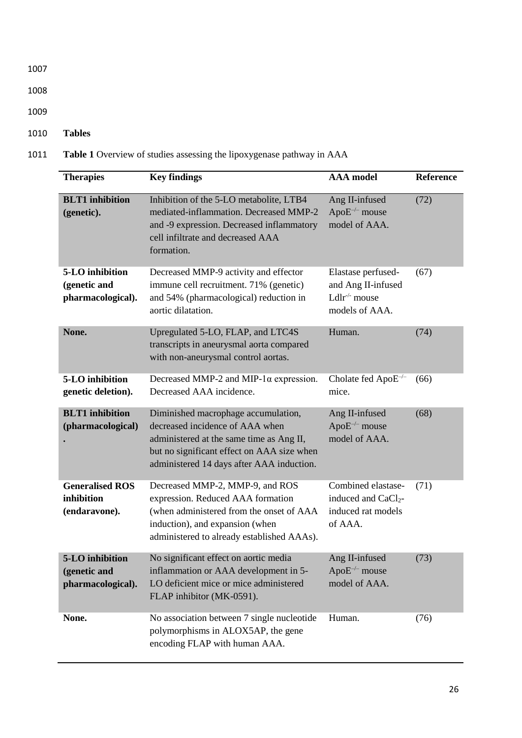## Tables

**Table 1** Overview of studies assessing the lipoxygenase pathway in AAA

| Therapies | Key findings | AAA model | Reference |
|---|---|---|---|
| **BLT1 inhibition (genetic).** | Inhibition of the 5-LO metabolite, LTB4 mediated-inflammation. Decreased MMP-2 and -9 expression. Decreased inflammatory cell infiltrate and decreased AAA formation. | Ang II-infused $ApoE^{-/-}$ mouse model of AAA. | (72) |
| **5-LO inhibition (genetic and pharmacological).** | Decreased MMP-9 activity and effector immune cell recruitment. 71% (genetic) and 54% (pharmacological) reduction in aortic dilatation. | Elastase perfused- and Ang II-infused $Ldlr^{-/-}$ mouse models of AAA. | (67) |
| **None.** | Upregulated 5-LO, FLAP, and LTC4S transcripts in aneurysmal aorta compared with non-aneurysmal control aortas. | Human. | (74) |
| **5-LO inhibition genetic deletion).** | Decreased MMP-2 and MIP-1α expression. Decreased AAA incidence. | Cholate fed $ApoE^{-/-}$ mice. | (66) |
| **BLT1 inhibition (pharmacological).** | Diminished macrophage accumulation, decreased incidence of AAA when administered at the same time as Ang II, but no significant effect on AAA size when administered 14 days after AAA induction. | Ang II-infused $ApoE^{-/-}$ mouse model of AAA. | (68) |
| **Generalised ROS inhibition (endaravone).** | Decreased MMP-2, MMP-9, and ROS expression. Reduced AAA formation (when administered from the onset of AAA induction), and expansion (when administered to already established AAAs). | Combined elastase-induced and $CaCl_2$-induced rat models of AAA. | (71) |
| **5-LO inhibition (genetic and pharmacological).** | No significant effect on aortic media inflammation or AAA development in 5-LO deficient mice or mice administered FLAP inhibitor (MK-0591). | Ang II-infused $ApoE^{-/-}$ mouse model of AAA. | (73) |
| **None.** | No association between 7 single nucleotide polymorphisms in ALOX5AP, the gene encoding FLAP with human AAA. | Human. | (76) |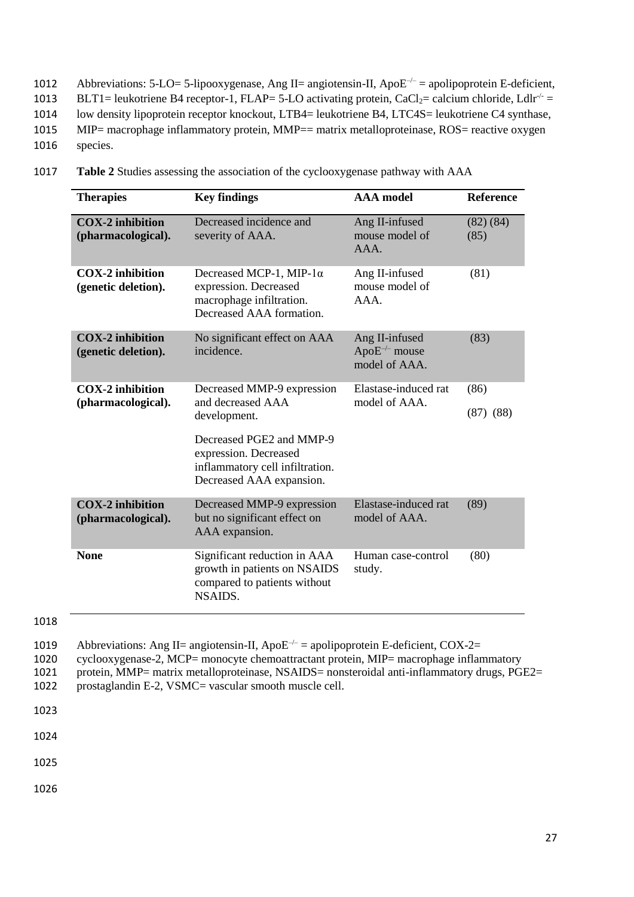Abbreviations: 5-LO= 5-lipooxygenase, Ang II= angiotensin-II, $ApoE^{-/-}$ = apolipoprotein E-deficient, BLT1= leukotriene B4 receptor-1, FLAP= 5-LO activating protein, $CaCl_2$= calcium chloride, $Ldlr^{-/-}$ = low density lipoprotein receptor knockout, LTB4= leukotriene B4, LTC4S= leukotriene C4 synthase, MIP= macrophage inflammatory protein, MMP== matrix metalloproteinase, ROS= reactive oxygen species.

**Table 2** Studies assessing the association of the cyclooxygenase pathway with AAA

| Therapies | Key findings | AAA model | Reference |
|---|---|---|---|
| **COX-2 inhibition (pharmacological).** | Decreased incidence and severity of AAA. | Ang II-infused mouse model of AAA. | (82) (84) (85) |
| **COX-2 inhibition (genetic deletion).** | Decreased MCP-1, MIP-1α expression. Decreased macrophage infiltration. Decreased AAA formation. | Ang II-infused mouse model of AAA. | (81) |
| **COX-2 inhibition (genetic deletion).** | No significant effect on AAA incidence. | Ang II-infused $ApoE^{-/-}$ mouse model of AAA. | (83) |
| **COX-2 inhibition (pharmacological).** | Decreased MMP-9 expression and decreased AAA development. | Elastase-induced rat model of AAA. | (86) |
| | Decreased PGE2 and MMP-9 expression. Decreased inflammatory cell infiltration. Decreased AAA expansion. | | (87) (88) |
| **COX-2 inhibition (pharmacological).** | Decreased MMP-9 expression but no significant effect on AAA expansion. | Elastase-induced rat model of AAA. | (89) |
| **None** | Significant reduction in AAA growth in patients on NSAIDS compared to patients without NSAIDS. | Human case-control study. | (80) |

Abbreviations: Ang II= angiotensin-II, $ApoE^{-/-}$ = apolipoprotein E-deficient, COX-2= cyclooxygenase-2, MCP= monocyte chemoattractant protein, MIP= macrophage inflammatory protein, MMP= matrix metalloproteinase, NSAIDS= nonsteroidal anti-inflammatory drugs, PGE2= prostaglandin E-2, VSMC= vascular smooth muscle cell.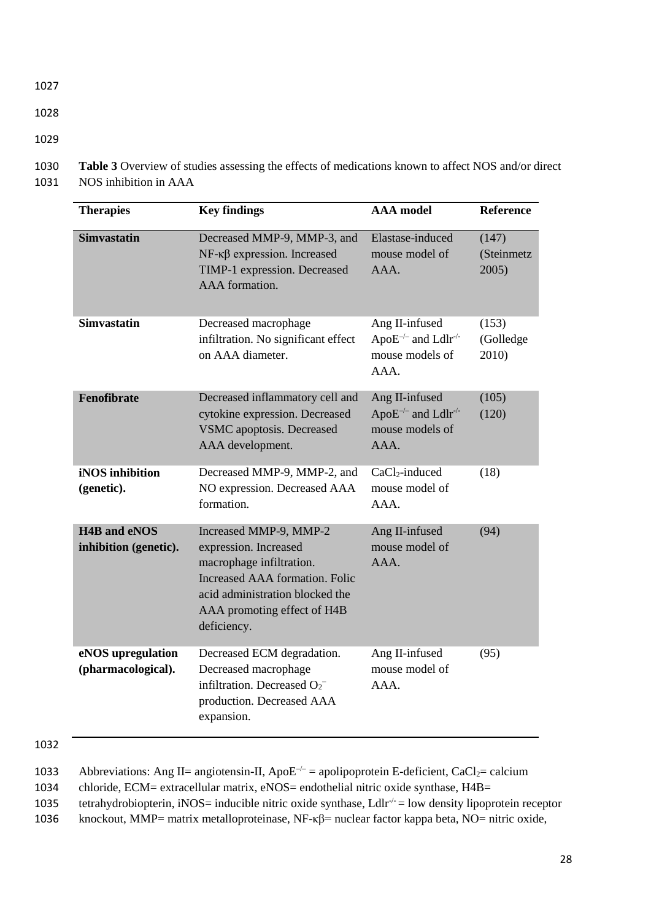**Table 3** Overview of studies assessing the effects of medications known to affect NOS and/or direct NOS inhibition in AAA

| Therapies | Key findings | AAA model | Reference |
|---|---|---|---|
| **Simvastatin** | Decreased MMP-9, MMP-3, and NF-κβ expression. Increased TIMP-1 expression. Decreased AAA formation. | Elastase-induced mouse model of AAA. | (147) (Steinmetz 2005) |
| **Simvastatin** | Decreased macrophage infiltration. No significant effect on AAA diameter. | Ang II-infused $ApoE^{-/-}$ and $Ldlr^{-/-}$ mouse models of AAA. | (153) (Golledge 2010) |
| **Fenofibrate** | Decreased inflammatory cell and cytokine expression. Decreased VSMC apoptosis. Decreased AAA development. | Ang II-infused $ApoE^{-/-}$ and $Ldlr^{-/-}$ mouse models of AAA. | (105) (120) |
| **iNOS inhibition (genetic).** | Decreased MMP-9, MMP-2, and NO expression. Decreased AAA formation. | $CaCl_2$-induced mouse model of AAA. | (18) |
| **H4B and eNOS inhibition (genetic).** | Increased MMP-9, MMP-2 expression. Increased macrophage infiltration. Increased AAA formation. Folic acid administration blocked the AAA promoting effect of H4B deficiency. | Ang II-infused mouse model of AAA. | (94) |
| **eNOS upregulation (pharmacological).** | Decreased ECM degradation. Decreased macrophage infiltration. Decreased $O_2^-$ production. Decreased AAA expansion. | Ang II-infused mouse model of AAA. | (95) |

Abbreviations: Ang II= angiotensin-II, $ApoE^{-/-}$ = apolipoprotein E-deficient, $CaCl_2$= calcium chloride, ECM= extracellular matrix, eNOS= endothelial nitric oxide synthase, H4B= tetrahydrobiopterin, iNOS= inducible nitric oxide synthase, $Ldlr^{-/-}$ = low density lipoprotein receptor knockout, MMP= matrix metalloproteinase, NF-κβ= nuclear factor kappa beta, NO= nitric oxide,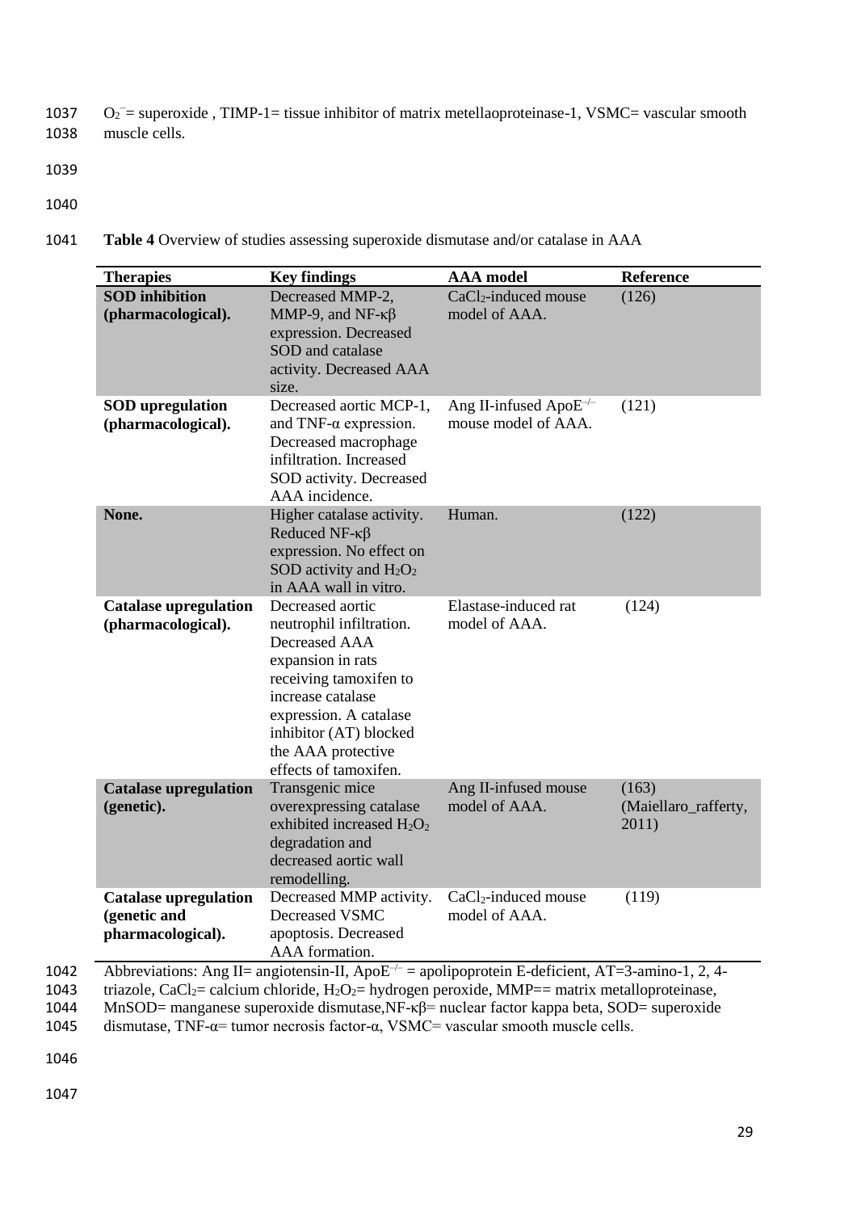$O_2^{-}$= superoxide , TIMP-1= tissue inhibitor of matrix metellaoproteinase-1, VSMC= vascular smooth muscle cells.

**Table 4** Overview of studies assessing superoxide dismutase and/or catalase in AAA

| Therapies | Key findings | AAA model | Reference |
|---|---|---|---|
| **SOD inhibition (pharmacological).** | Decreased MMP-2, MMP-9, and NF-κβ expression. Decreased SOD and catalase activity. Decreased AAA size. | $CaCl_2$-induced mouse model of AAA. | (126) |
| **SOD upregulation (pharmacological).** | Decreased aortic MCP-1, and TNF-α expression. Decreased macrophage infiltration. Increased SOD activity. Decreased AAA incidence. | Ang II-infused $ApoE^{-/-}$ mouse model of AAA. | (121) |
| **None.** | Higher catalase activity. Reduced NF-κβ expression. No effect on SOD activity and $H_2O_2$ in AAA wall in vitro. | Human. | (122) |
| **Catalase upregulation (pharmacological).** | Decreased aortic neutrophil infiltration. Decreased AAA expansion in rats receiving tamoxifen to increase catalase expression. A catalase inhibitor (AT) blocked the AAA protective effects of tamoxifen. | Elastase-induced rat model of AAA. | (124) |
| **Catalase upregulation (genetic).** | Transgenic mice overexpressing catalase exhibited increased $H_2O_2$ degradation and decreased aortic wall remodelling. | Ang II-infused mouse model of AAA. | (163) (Maiellaro_rafferty, 2011) |
| **Catalase upregulation (genetic and pharmacological).** | Decreased MMP activity. Decreased VSMC apoptosis. Decreased AAA formation. | $CaCl_2$-induced mouse model of AAA. | (119) |

Abbreviations: Ang II= angiotensin-II, $ApoE^{-/-}$ = apolipoprotein E-deficient, AT=3-amino-1, 2, 4-triazole, $CaCl_2$= calcium chloride, $H_2O_2$= hydrogen peroxide, MMP== matrix metalloproteinase, MnSOD= manganese superoxide dismutase,NF-κβ= nuclear factor kappa beta, SOD= superoxide dismutase, TNF-α= tumor necrosis factor-α, VSMC= vascular smooth muscle cells.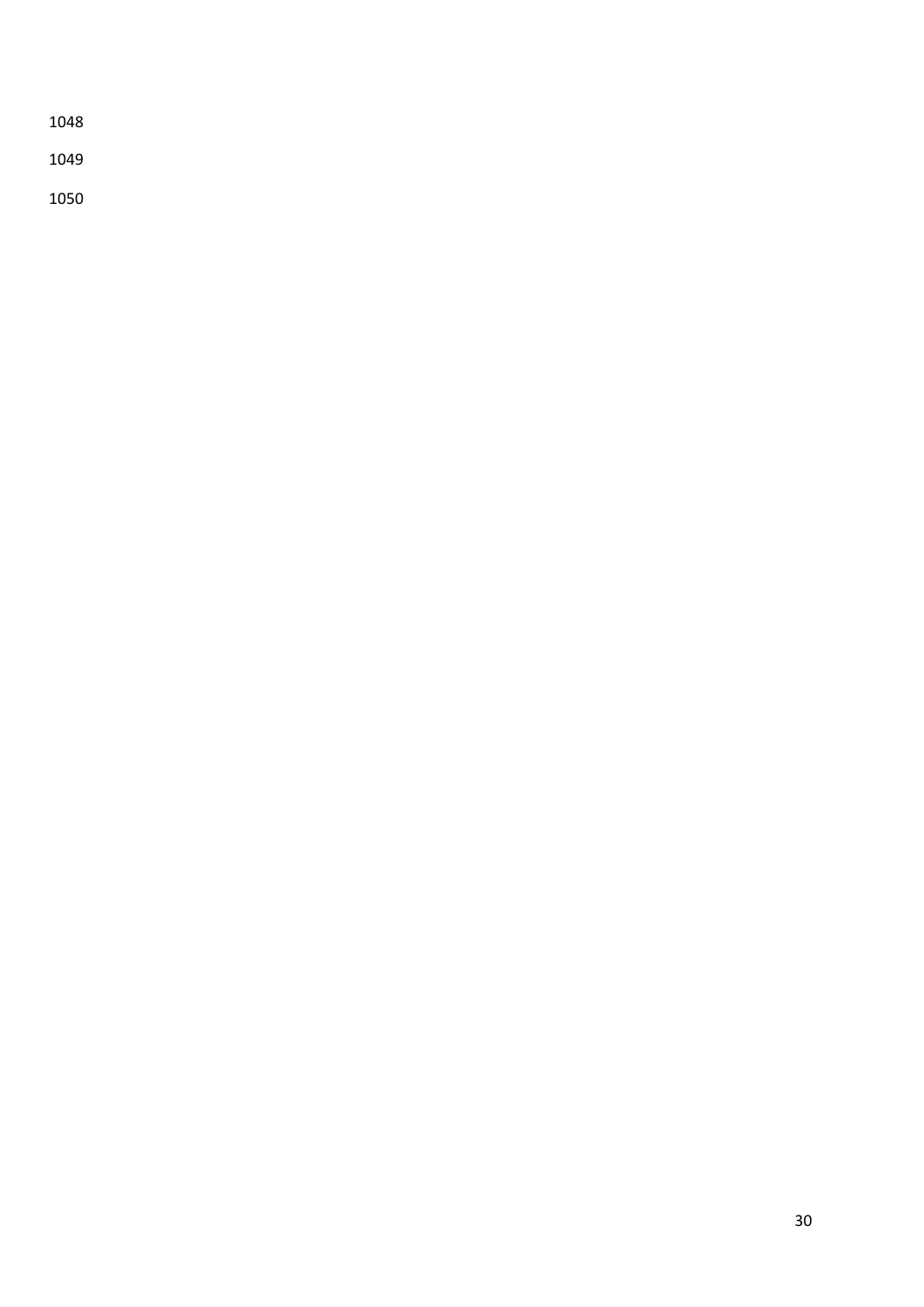1048

1049

1050